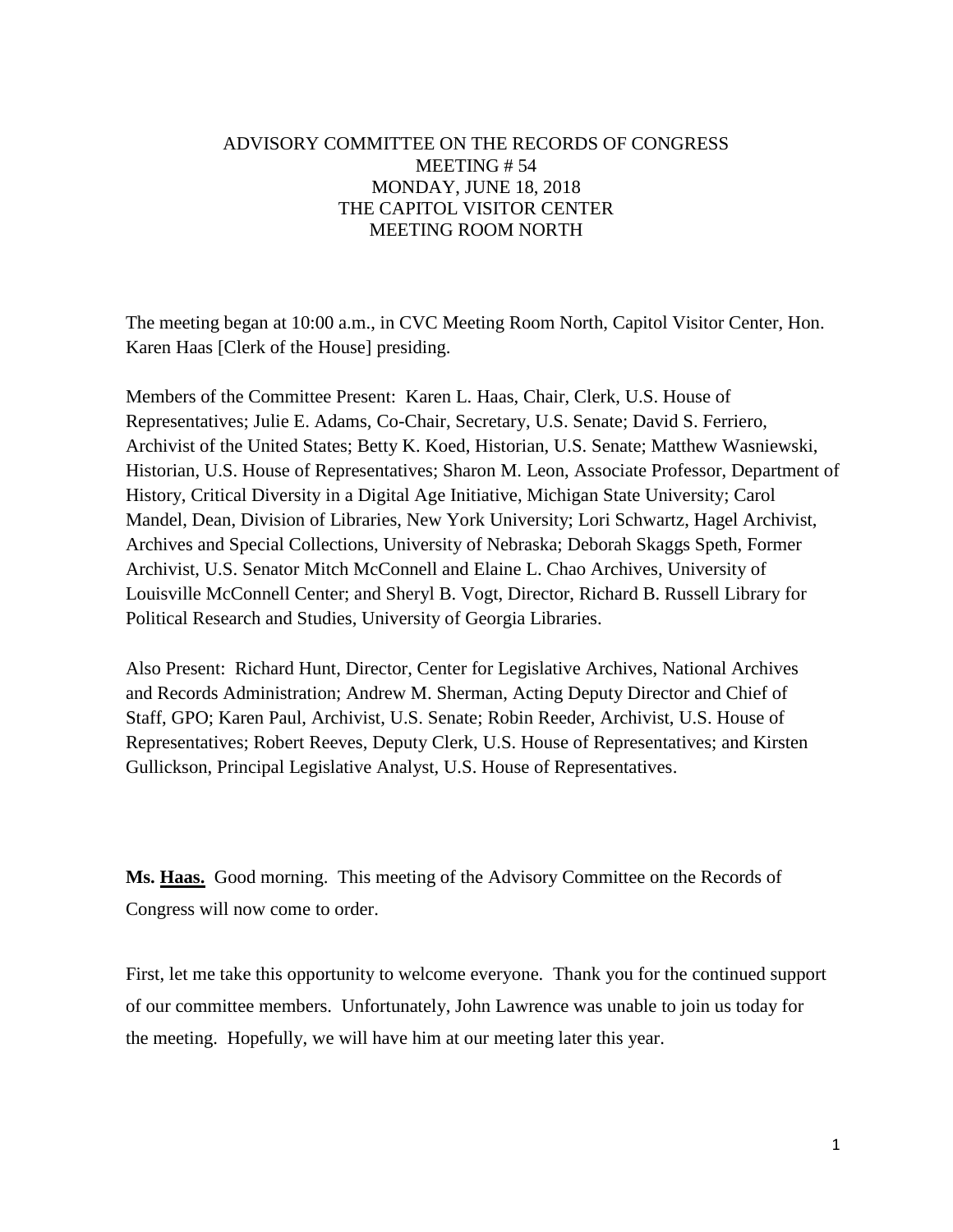# ADVISORY COMMITTEE ON THE RECORDS OF CONGRESS
## MEETING # 54
## MONDAY, JUNE 18, 2018
## THE CAPITOL VISITOR CENTER
## MEETING ROOM NORTH

The meeting began at 10:00 a.m., in CVC Meeting Room North, Capitol Visitor Center, Hon. Karen Haas [Clerk of the House] presiding.

Members of the Committee Present: Karen L. Haas, Chair, Clerk, U.S. House of Representatives; Julie E. Adams, Co-Chair, Secretary, U.S. Senate; David S. Ferriero, Archivist of the United States; Betty K. Koed, Historian, U.S. Senate; Matthew Wasniewski, Historian, U.S. House of Representatives; Sharon M. Leon, Associate Professor, Department of History, Critical Diversity in a Digital Age Initiative, Michigan State University; Carol Mandel, Dean, Division of Libraries, New York University; Lori Schwartz, Hagel Archivist, Archives and Special Collections, University of Nebraska; Deborah Skaggs Speth, Former Archivist, U.S. Senator Mitch McConnell and Elaine L. Chao Archives, University of Louisville McConnell Center; and Sheryl B. Vogt, Director, Richard B. Russell Library for Political Research and Studies, University of Georgia Libraries.

Also Present: Richard Hunt, Director, Center for Legislative Archives, National Archives and Records Administration; Andrew M. Sherman, Acting Deputy Director and Chief of Staff, GPO; Karen Paul, Archivist, U.S. Senate; Robin Reeder, Archivist, U.S. House of Representatives; Robert Reeves, Deputy Clerk, U.S. House of Representatives; and Kirsten Gullickson, Principal Legislative Analyst, U.S. House of Representatives.

**Ms. Haas.** Good morning. This meeting of the Advisory Committee on the Records of Congress will now come to order.

First, let me take this opportunity to welcome everyone. Thank you for the continued support of our committee members. Unfortunately, John Lawrence was unable to join us today for the meeting. Hopefully, we will have him at our meeting later this year.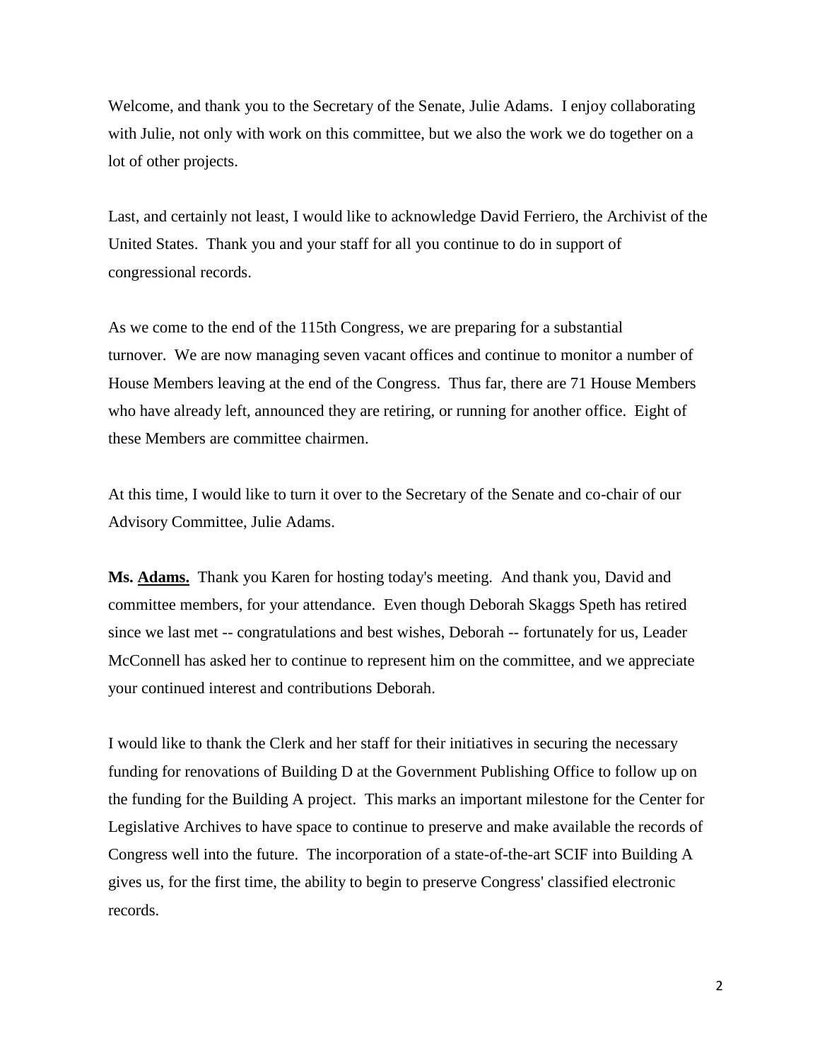Welcome, and thank you to the Secretary of the Senate, Julie Adams. I enjoy collaborating with Julie, not only with work on this committee, but we also the work we do together on a lot of other projects.

Last, and certainly not least, I would like to acknowledge David Ferriero, the Archivist of the United States. Thank you and your staff for all you continue to do in support of congressional records.

As we come to the end of the 115th Congress, we are preparing for a substantial turnover. We are now managing seven vacant offices and continue to monitor a number of House Members leaving at the end of the Congress. Thus far, there are 71 House Members who have already left, announced they are retiring, or running for another office. Eight of these Members are committee chairmen.

At this time, I would like to turn it over to the Secretary of the Senate and co-chair of our Advisory Committee, Julie Adams.

**Ms. <u>Adams.</u>** Thank you Karen for hosting today's meeting. And thank you, David and committee members, for your attendance. Even though Deborah Skaggs Speth has retired since we last met -- congratulations and best wishes, Deborah -- fortunately for us, Leader McConnell has asked her to continue to represent him on the committee, and we appreciate your continued interest and contributions Deborah.

I would like to thank the Clerk and her staff for their initiatives in securing the necessary funding for renovations of Building D at the Government Publishing Office to follow up on the funding for the Building A project. This marks an important milestone for the Center for Legislative Archives to have space to continue to preserve and make available the records of Congress well into the future. The incorporation of a state-of-the-art SCIF into Building A gives us, for the first time, the ability to begin to preserve Congress' classified electronic records.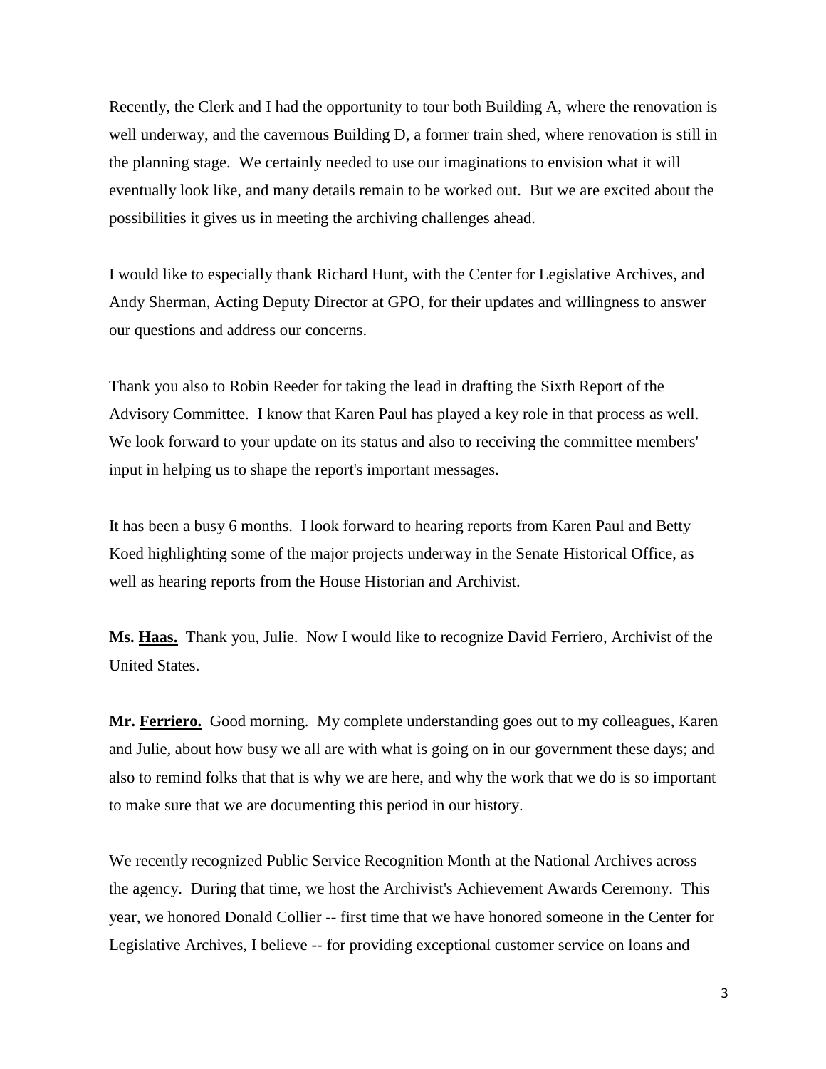Recently, the Clerk and I had the opportunity to tour both Building A, where the renovation is well underway, and the cavernous Building D, a former train shed, where renovation is still in the planning stage. We certainly needed to use our imaginations to envision what it will eventually look like, and many details remain to be worked out. But we are excited about the possibilities it gives us in meeting the archiving challenges ahead.

I would like to especially thank Richard Hunt, with the Center for Legislative Archives, and Andy Sherman, Acting Deputy Director at GPO, for their updates and willingness to answer our questions and address our concerns.

Thank you also to Robin Reeder for taking the lead in drafting the Sixth Report of the Advisory Committee. I know that Karen Paul has played a key role in that process as well. We look forward to your update on its status and also to receiving the committee members' input in helping us to shape the report's important messages.

It has been a busy 6 months. I look forward to hearing reports from Karen Paul and Betty Koed highlighting some of the major projects underway in the Senate Historical Office, as well as hearing reports from the House Historian and Archivist.

**Ms. Haas.** Thank you, Julie. Now I would like to recognize David Ferriero, Archivist of the United States.

**Mr. Ferriero.** Good morning. My complete understanding goes out to my colleagues, Karen and Julie, about how busy we all are with what is going on in our government these days; and also to remind folks that that is why we are here, and why the work that we do is so important to make sure that we are documenting this period in our history.

We recently recognized Public Service Recognition Month at the National Archives across the agency. During that time, we host the Archivist's Achievement Awards Ceremony. This year, we honored Donald Collier -- first time that we have honored someone in the Center for Legislative Archives, I believe -- for providing exceptional customer service on loans and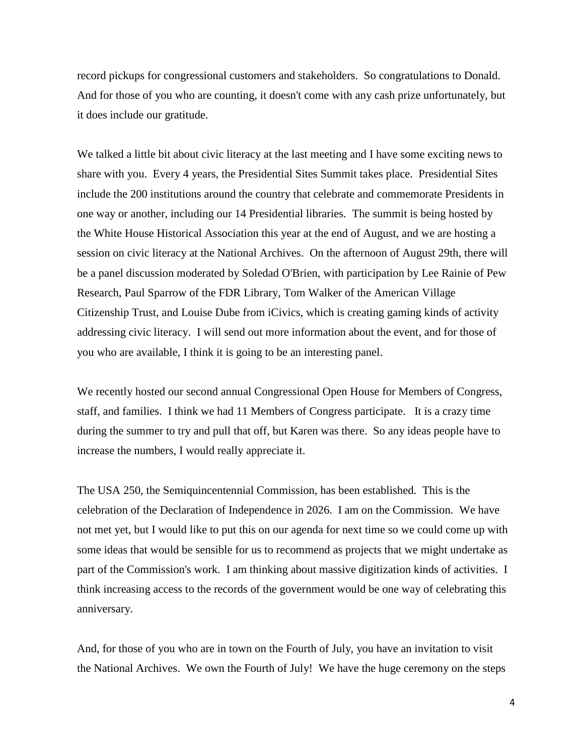record pickups for congressional customers and stakeholders. So congratulations to Donald. And for those of you who are counting, it doesn't come with any cash prize unfortunately, but it does include our gratitude.

We talked a little bit about civic literacy at the last meeting and I have some exciting news to share with you. Every 4 years, the Presidential Sites Summit takes place. Presidential Sites include the 200 institutions around the country that celebrate and commemorate Presidents in one way or another, including our 14 Presidential libraries. The summit is being hosted by the White House Historical Association this year at the end of August, and we are hosting a session on civic literacy at the National Archives. On the afternoon of August 29th, there will be a panel discussion moderated by Soledad O'Brien, with participation by Lee Rainie of Pew Research, Paul Sparrow of the FDR Library, Tom Walker of the American Village Citizenship Trust, and Louise Dube from iCivics, which is creating gaming kinds of activity addressing civic literacy. I will send out more information about the event, and for those of you who are available, I think it is going to be an interesting panel.

We recently hosted our second annual Congressional Open House for Members of Congress, staff, and families. I think we had 11 Members of Congress participate. It is a crazy time during the summer to try and pull that off, but Karen was there. So any ideas people have to increase the numbers, I would really appreciate it.

The USA 250, the Semiquincentennial Commission, has been established. This is the celebration of the Declaration of Independence in 2026. I am on the Commission. We have not met yet, but I would like to put this on our agenda for next time so we could come up with some ideas that would be sensible for us to recommend as projects that we might undertake as part of the Commission's work. I am thinking about massive digitization kinds of activities. I think increasing access to the records of the government would be one way of celebrating this anniversary.

And, for those of you who are in town on the Fourth of July, you have an invitation to visit the National Archives. We own the Fourth of July! We have the huge ceremony on the steps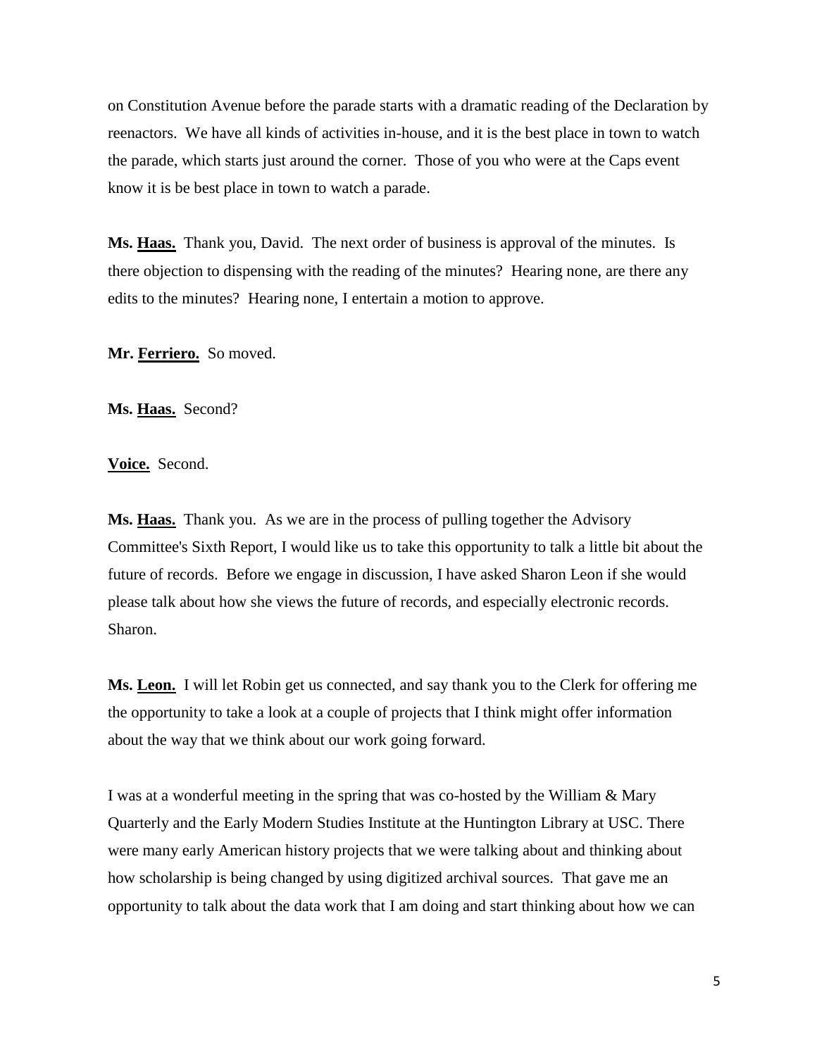on Constitution Avenue before the parade starts with a dramatic reading of the Declaration by reenactors. We have all kinds of activities in-house, and it is the best place in town to watch the parade, which starts just around the corner. Those of you who were at the Caps event know it is be best place in town to watch a parade.

**Ms. <u>Haas.</u>** Thank you, David. The next order of business is approval of the minutes. Is there objection to dispensing with the reading of the minutes? Hearing none, are there any edits to the minutes? Hearing none, I entertain a motion to approve.

**Mr. <u>Ferriero.</u>** So moved.

**Ms. <u>Haas.</u>** Second?

**<u>Voice.</u>** Second.

**Ms. <u>Haas.</u>** Thank you. As we are in the process of pulling together the Advisory Committee's Sixth Report, I would like us to take this opportunity to talk a little bit about the future of records. Before we engage in discussion, I have asked Sharon Leon if she would please talk about how she views the future of records, and especially electronic records. Sharon.

**Ms. <u>Leon.</u>** I will let Robin get us connected, and say thank you to the Clerk for offering me the opportunity to take a look at a couple of projects that I think might offer information about the way that we think about our work going forward.

I was at a wonderful meeting in the spring that was co-hosted by the William & Mary Quarterly and the Early Modern Studies Institute at the Huntington Library at USC. There were many early American history projects that we were talking about and thinking about how scholarship is being changed by using digitized archival sources. That gave me an opportunity to talk about the data work that I am doing and start thinking about how we can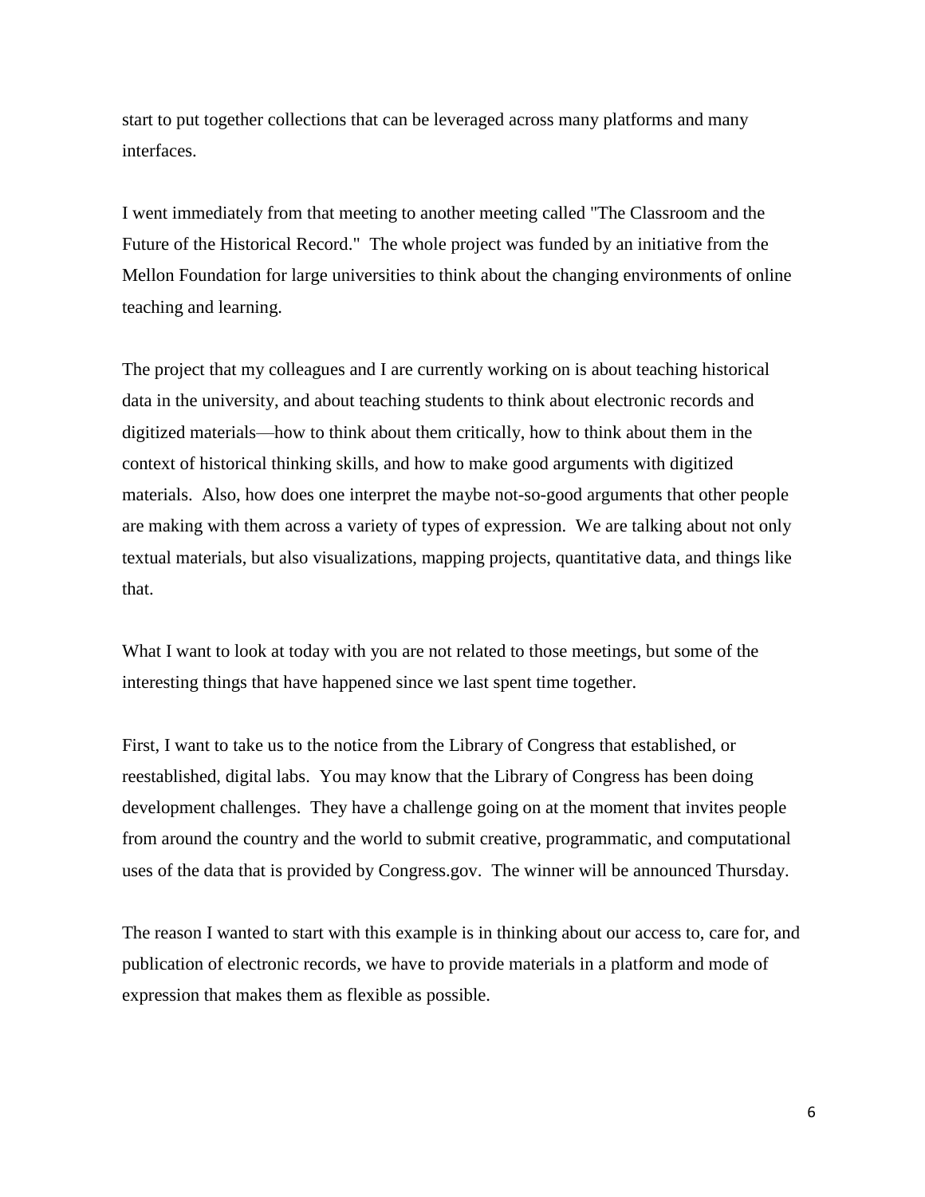start to put together collections that can be leveraged across many platforms and many interfaces.

I went immediately from that meeting to another meeting called "The Classroom and the Future of the Historical Record." The whole project was funded by an initiative from the Mellon Foundation for large universities to think about the changing environments of online teaching and learning.

The project that my colleagues and I are currently working on is about teaching historical data in the university, and about teaching students to think about electronic records and digitized materials—how to think about them critically, how to think about them in the context of historical thinking skills, and how to make good arguments with digitized materials. Also, how does one interpret the maybe not-so-good arguments that other people are making with them across a variety of types of expression. We are talking about not only textual materials, but also visualizations, mapping projects, quantitative data, and things like that.

What I want to look at today with you are not related to those meetings, but some of the interesting things that have happened since we last spent time together.

First, I want to take us to the notice from the Library of Congress that established, or reestablished, digital labs. You may know that the Library of Congress has been doing development challenges. They have a challenge going on at the moment that invites people from around the country and the world to submit creative, programmatic, and computational uses of the data that is provided by Congress.gov. The winner will be announced Thursday.

The reason I wanted to start with this example is in thinking about our access to, care for, and publication of electronic records, we have to provide materials in a platform and mode of expression that makes them as flexible as possible.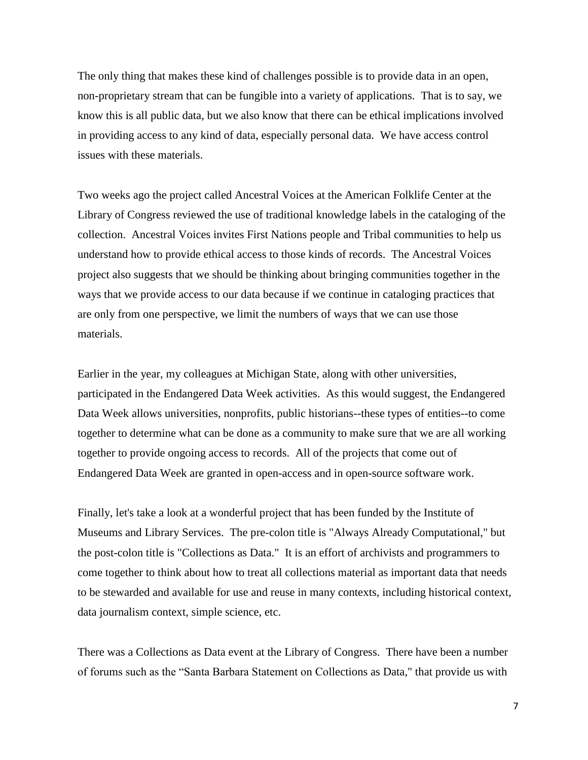The only thing that makes these kind of challenges possible is to provide data in an open, non-proprietary stream that can be fungible into a variety of applications. That is to say, we know this is all public data, but we also know that there can be ethical implications involved in providing access to any kind of data, especially personal data. We have access control issues with these materials.

Two weeks ago the project called Ancestral Voices at the American Folklife Center at the Library of Congress reviewed the use of traditional knowledge labels in the cataloging of the collection. Ancestral Voices invites First Nations people and Tribal communities to help us understand how to provide ethical access to those kinds of records. The Ancestral Voices project also suggests that we should be thinking about bringing communities together in the ways that we provide access to our data because if we continue in cataloging practices that are only from one perspective, we limit the numbers of ways that we can use those materials.

Earlier in the year, my colleagues at Michigan State, along with other universities, participated in the Endangered Data Week activities. As this would suggest, the Endangered Data Week allows universities, nonprofits, public historians--these types of entities--to come together to determine what can be done as a community to make sure that we are all working together to provide ongoing access to records. All of the projects that come out of Endangered Data Week are granted in open-access and in open-source software work.

Finally, let's take a look at a wonderful project that has been funded by the Institute of Museums and Library Services. The pre-colon title is "Always Already Computational," but the post-colon title is "Collections as Data." It is an effort of archivists and programmers to come together to think about how to treat all collections material as important data that needs to be stewarded and available for use and reuse in many contexts, including historical context, data journalism context, simple science, etc.

There was a Collections as Data event at the Library of Congress. There have been a number of forums such as the "Santa Barbara Statement on Collections as Data," that provide us with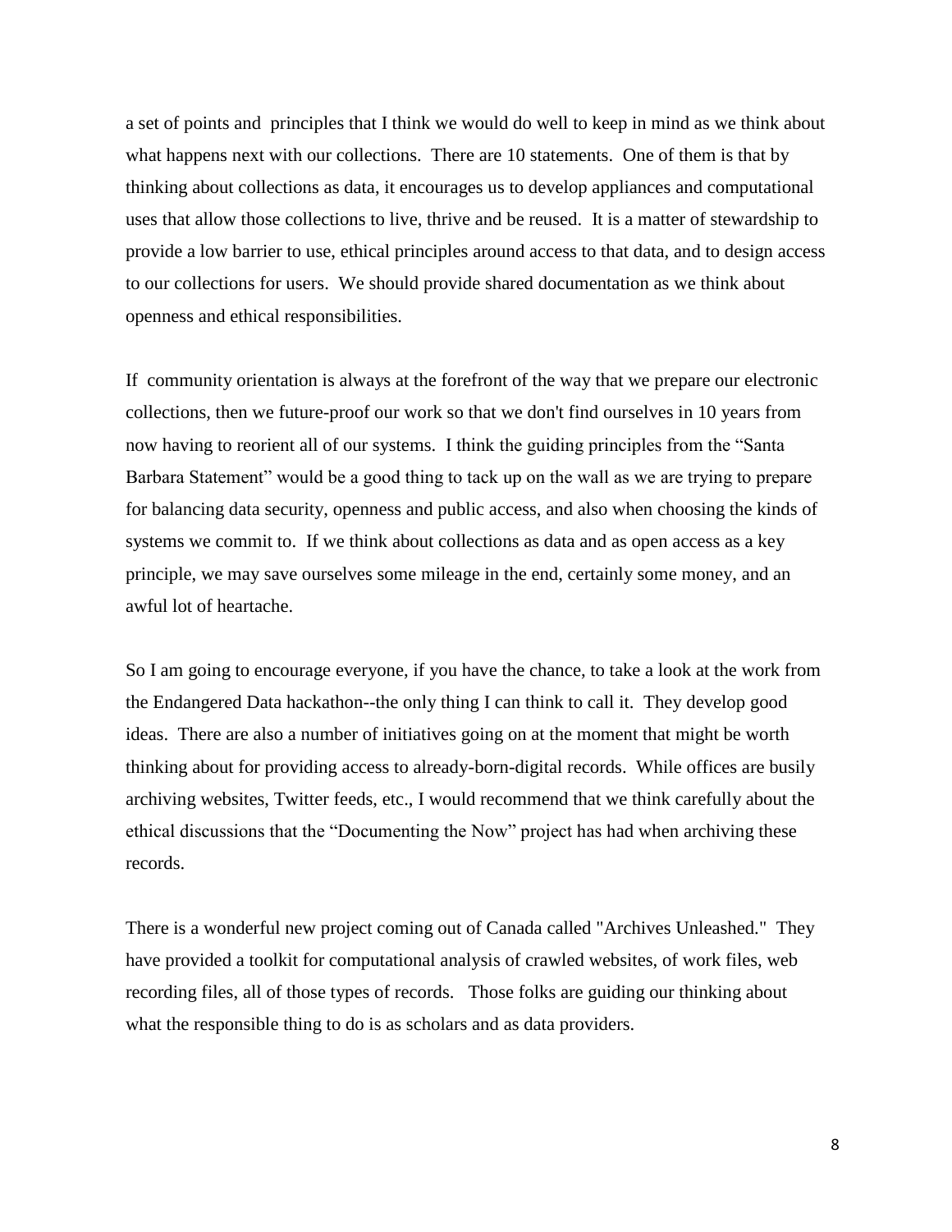a set of points and principles that I think we would do well to keep in mind as we think about what happens next with our collections. There are 10 statements. One of them is that by thinking about collections as data, it encourages us to develop appliances and computational uses that allow those collections to live, thrive and be reused. It is a matter of stewardship to provide a low barrier to use, ethical principles around access to that data, and to design access to our collections for users. We should provide shared documentation as we think about openness and ethical responsibilities.

If community orientation is always at the forefront of the way that we prepare our electronic collections, then we future-proof our work so that we don't find ourselves in 10 years from now having to reorient all of our systems. I think the guiding principles from the "Santa Barbara Statement" would be a good thing to tack up on the wall as we are trying to prepare for balancing data security, openness and public access, and also when choosing the kinds of systems we commit to. If we think about collections as data and as open access as a key principle, we may save ourselves some mileage in the end, certainly some money, and an awful lot of heartache.

So I am going to encourage everyone, if you have the chance, to take a look at the work from the Endangered Data hackathon--the only thing I can think to call it. They develop good ideas. There are also a number of initiatives going on at the moment that might be worth thinking about for providing access to already-born-digital records. While offices are busily archiving websites, Twitter feeds, etc., I would recommend that we think carefully about the ethical discussions that the "Documenting the Now" project has had when archiving these records.

There is a wonderful new project coming out of Canada called "Archives Unleashed." They have provided a toolkit for computational analysis of crawled websites, of work files, web recording files, all of those types of records. Those folks are guiding our thinking about what the responsible thing to do is as scholars and as data providers.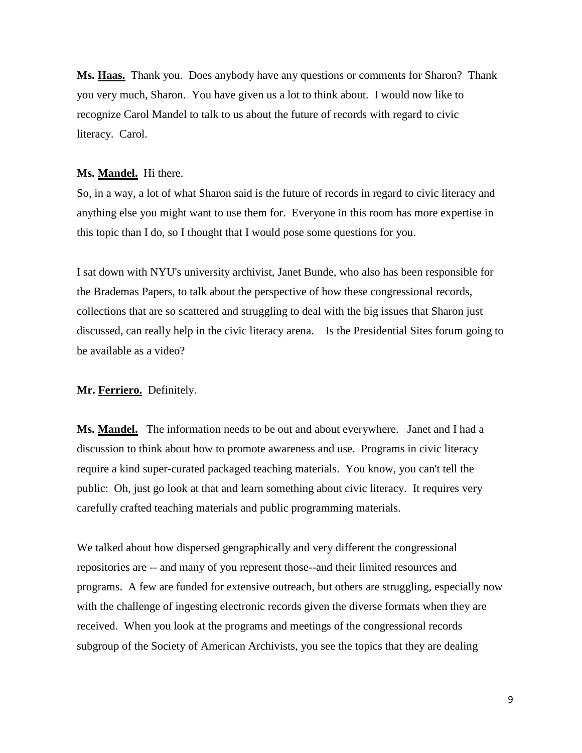**Ms. Haas.** Thank you. Does anybody have any questions or comments for Sharon? Thank you very much, Sharon. You have given us a lot to think about. I would now like to recognize Carol Mandel to talk to us about the future of records with regard to civic literacy. Carol.

**Ms. Mandel.** Hi there.
So, in a way, a lot of what Sharon said is the future of records in regard to civic literacy and anything else you might want to use them for. Everyone in this room has more expertise in this topic than I do, so I thought that I would pose some questions for you.

I sat down with NYU's university archivist, Janet Bunde, who also has been responsible for the Brademas Papers, to talk about the perspective of how these congressional records, collections that are so scattered and struggling to deal with the big issues that Sharon just discussed, can really help in the civic literacy arena. Is the Presidential Sites forum going to be available as a video?

**Mr. Ferriero.** Definitely.

**Ms. Mandel.** The information needs to be out and about everywhere. Janet and I had a discussion to think about how to promote awareness and use. Programs in civic literacy require a kind super-curated packaged teaching materials. You know, you can't tell the public: Oh, just go look at that and learn something about civic literacy. It requires very carefully crafted teaching materials and public programming materials.

We talked about how dispersed geographically and very different the congressional repositories are -- and many of you represent those--and their limited resources and programs. A few are funded for extensive outreach, but others are struggling, especially now with the challenge of ingesting electronic records given the diverse formats when they are received. When you look at the programs and meetings of the congressional records subgroup of the Society of American Archivists, you see the topics that they are dealing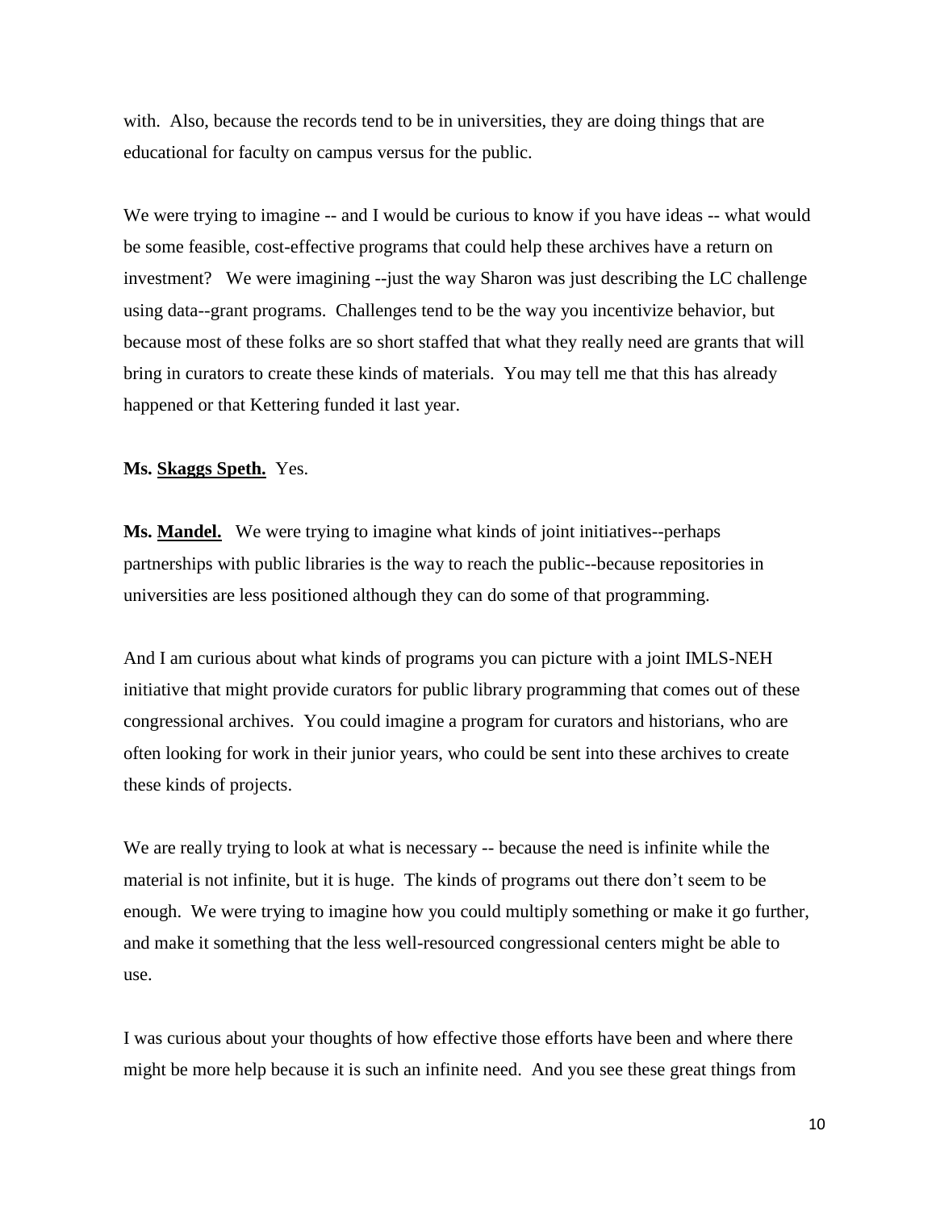with. Also, because the records tend to be in universities, they are doing things that are educational for faculty on campus versus for the public.

We were trying to imagine -- and I would be curious to know if you have ideas -- what would be some feasible, cost-effective programs that could help these archives have a return on investment? We were imagining --just the way Sharon was just describing the LC challenge using data--grant programs. Challenges tend to be the way you incentivize behavior, but because most of these folks are so short staffed that what they really need are grants that will bring in curators to create these kinds of materials. You may tell me that this has already happened or that Kettering funded it last year.

**Ms. Skaggs Speth.** Yes.

**Ms. Mandel.** We were trying to imagine what kinds of joint initiatives--perhaps partnerships with public libraries is the way to reach the public--because repositories in universities are less positioned although they can do some of that programming.

And I am curious about what kinds of programs you can picture with a joint IMLS-NEH initiative that might provide curators for public library programming that comes out of these congressional archives. You could imagine a program for curators and historians, who are often looking for work in their junior years, who could be sent into these archives to create these kinds of projects.

We are really trying to look at what is necessary -- because the need is infinite while the material is not infinite, but it is huge. The kinds of programs out there don't seem to be enough. We were trying to imagine how you could multiply something or make it go further, and make it something that the less well-resourced congressional centers might be able to use.

I was curious about your thoughts of how effective those efforts have been and where there might be more help because it is such an infinite need. And you see these great things from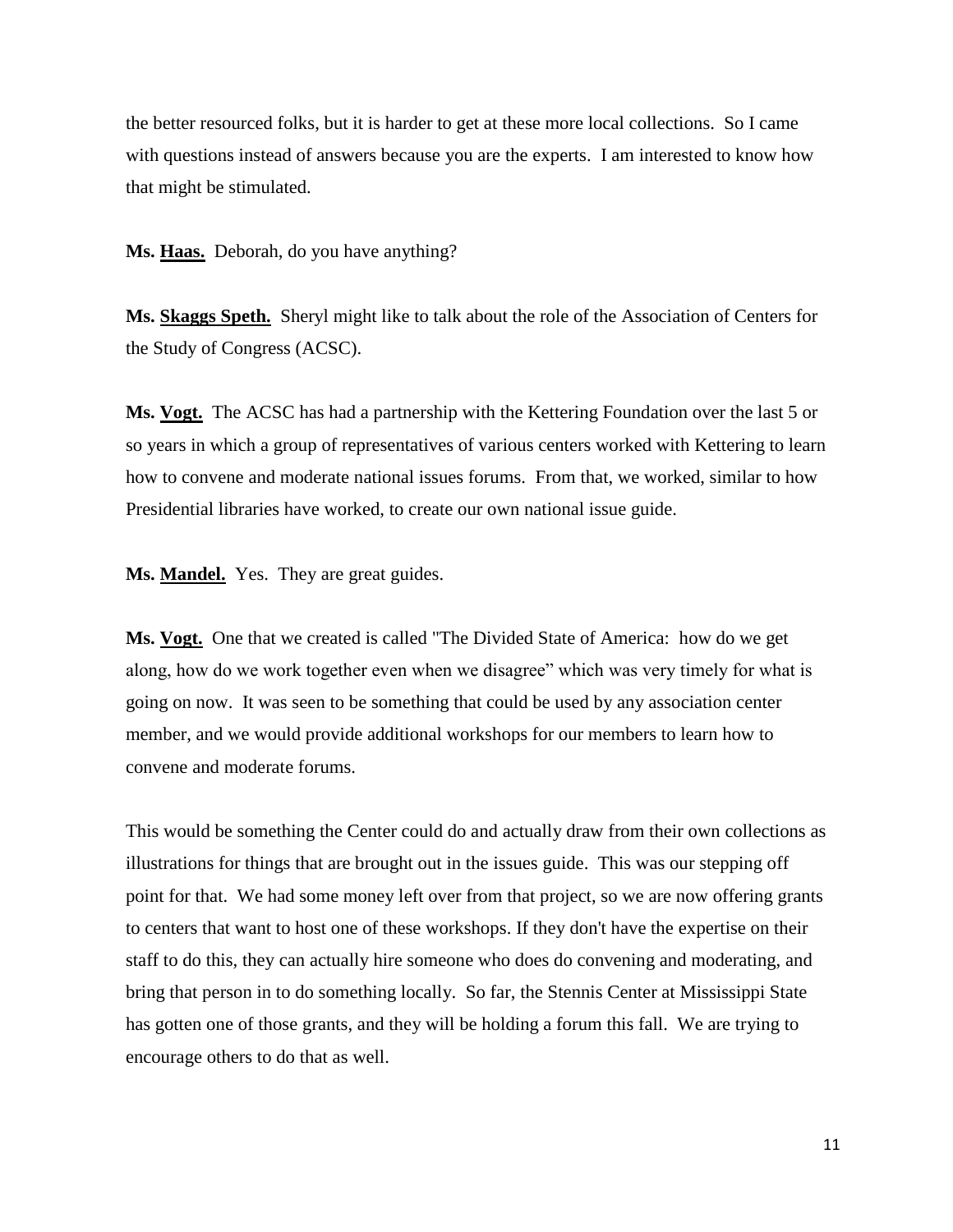the better resourced folks, but it is harder to get at these more local collections. So I came with questions instead of answers because you are the experts. I am interested to know how that might be stimulated.

**Ms. Haas.** Deborah, do you have anything?

**Ms. Skaggs Speth.** Sheryl might like to talk about the role of the Association of Centers for the Study of Congress (ACSC).

**Ms. Vogt.** The ACSC has had a partnership with the Kettering Foundation over the last 5 or so years in which a group of representatives of various centers worked with Kettering to learn how to convene and moderate national issues forums. From that, we worked, similar to how Presidential libraries have worked, to create our own national issue guide.

**Ms. Mandel.** Yes. They are great guides.

**Ms. Vogt.** One that we created is called "The Divided State of America: how do we get along, how do we work together even when we disagree" which was very timely for what is going on now. It was seen to be something that could be used by any association center member, and we would provide additional workshops for our members to learn how to convene and moderate forums.

This would be something the Center could do and actually draw from their own collections as illustrations for things that are brought out in the issues guide. This was our stepping off point for that. We had some money left over from that project, so we are now offering grants to centers that want to host one of these workshops. If they don't have the expertise on their staff to do this, they can actually hire someone who does do convening and moderating, and bring that person in to do something locally. So far, the Stennis Center at Mississippi State has gotten one of those grants, and they will be holding a forum this fall. We are trying to encourage others to do that as well.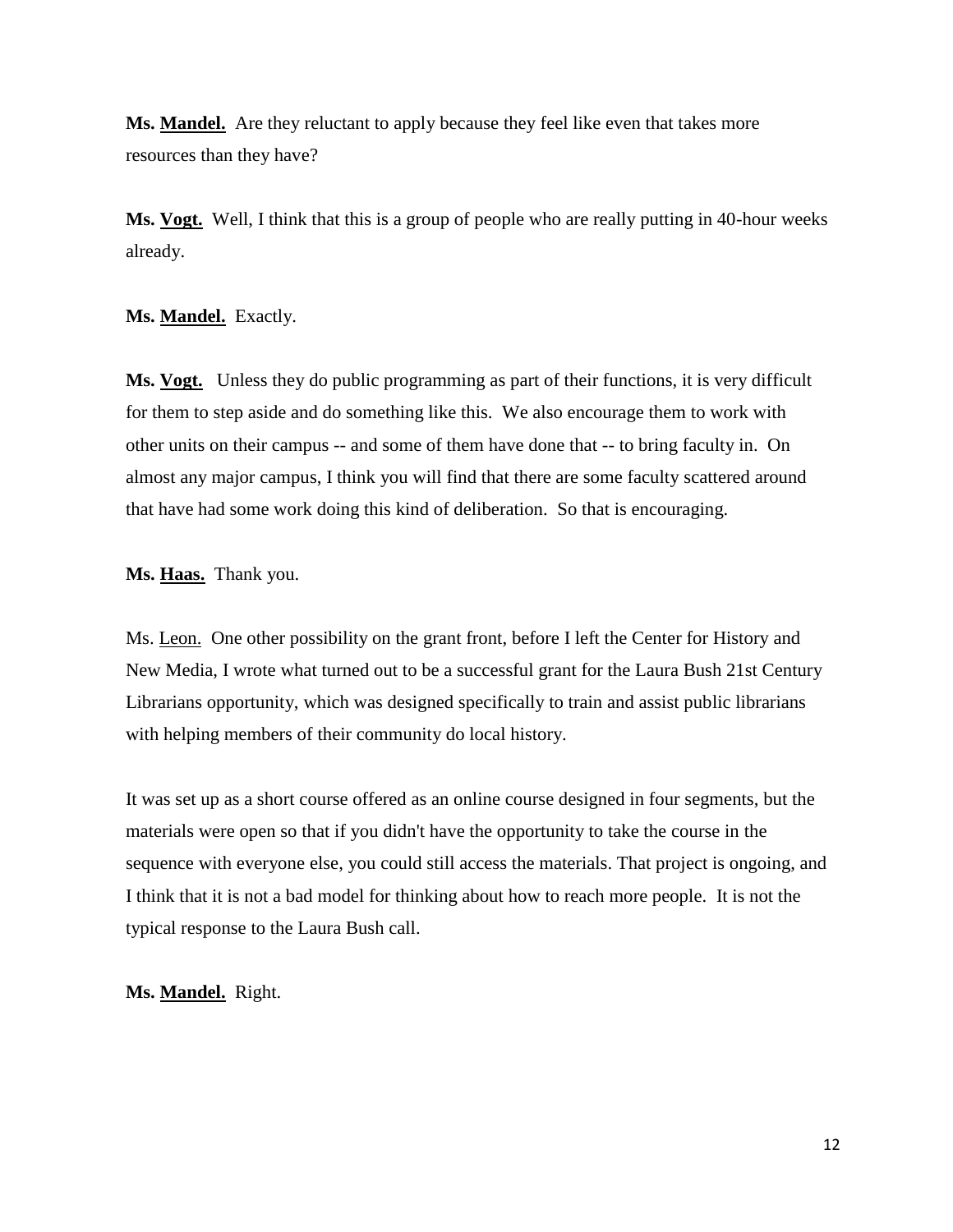**Ms. Mandel.** Are they reluctant to apply because they feel like even that takes more resources than they have?

**Ms. Vogt.** Well, I think that this is a group of people who are really putting in 40-hour weeks already.

**Ms. Mandel.** Exactly.

**Ms. Vogt.** Unless they do public programming as part of their functions, it is very difficult for them to step aside and do something like this. We also encourage them to work with other units on their campus -- and some of them have done that -- to bring faculty in. On almost any major campus, I think you will find that there are some faculty scattered around that have had some work doing this kind of deliberation. So that is encouraging.

**Ms. Haas.** Thank you.

Ms. Leon. One other possibility on the grant front, before I left the Center for History and New Media, I wrote what turned out to be a successful grant for the Laura Bush 21st Century Librarians opportunity, which was designed specifically to train and assist public librarians with helping members of their community do local history.

It was set up as a short course offered as an online course designed in four segments, but the materials were open so that if you didn't have the opportunity to take the course in the sequence with everyone else, you could still access the materials. That project is ongoing, and I think that it is not a bad model for thinking about how to reach more people. It is not the typical response to the Laura Bush call.

**Ms. Mandel.** Right.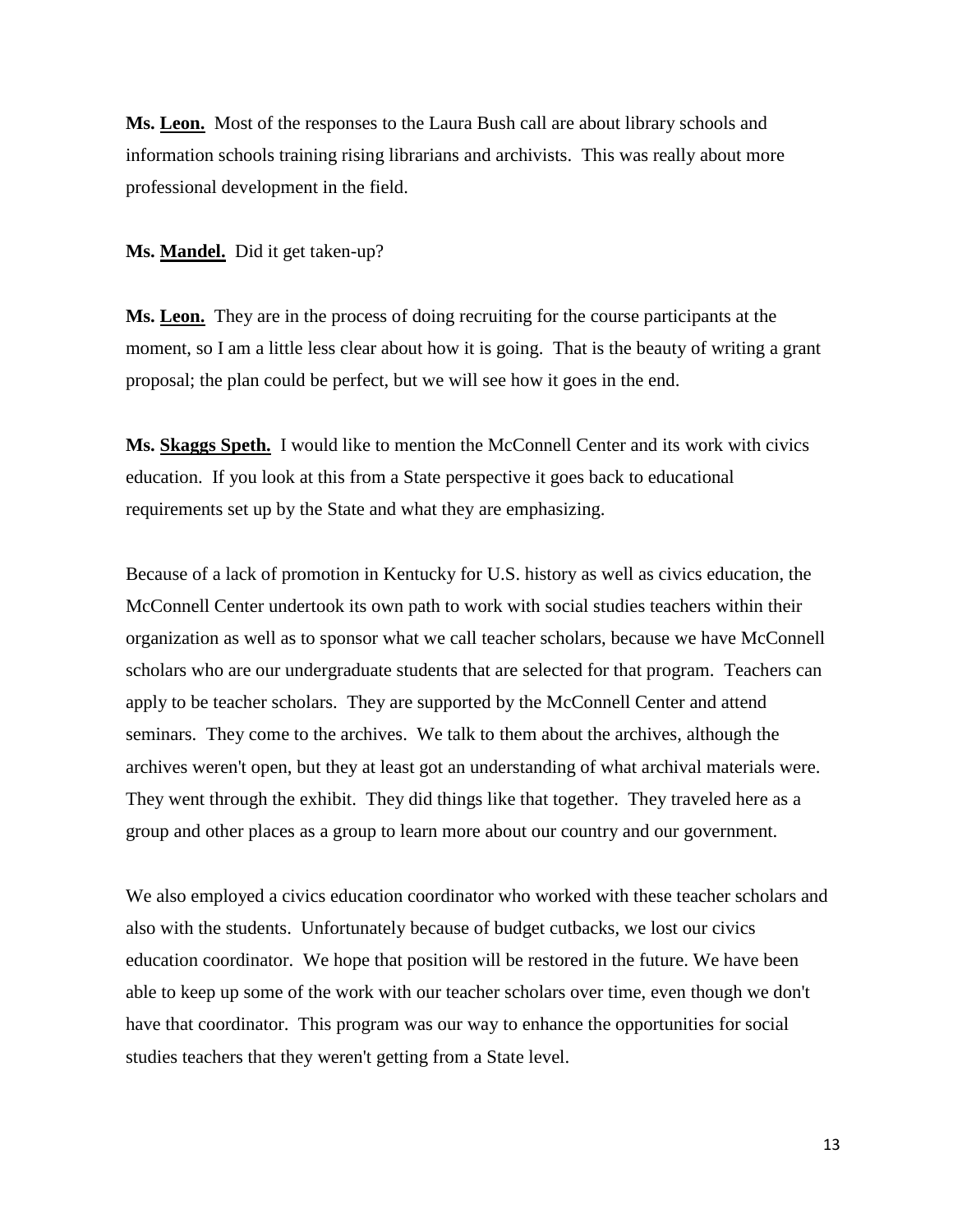**Ms. Leon.** Most of the responses to the Laura Bush call are about library schools and information schools training rising librarians and archivists. This was really about more professional development in the field.

**Ms. Mandel.** Did it get taken-up?

**Ms. Leon.** They are in the process of doing recruiting for the course participants at the moment, so I am a little less clear about how it is going. That is the beauty of writing a grant proposal; the plan could be perfect, but we will see how it goes in the end.

**Ms. Skaggs Speth.** I would like to mention the McConnell Center and its work with civics education. If you look at this from a State perspective it goes back to educational requirements set up by the State and what they are emphasizing.

Because of a lack of promotion in Kentucky for U.S. history as well as civics education, the McConnell Center undertook its own path to work with social studies teachers within their organization as well as to sponsor what we call teacher scholars, because we have McConnell scholars who are our undergraduate students that are selected for that program. Teachers can apply to be teacher scholars. They are supported by the McConnell Center and attend seminars. They come to the archives. We talk to them about the archives, although the archives weren't open, but they at least got an understanding of what archival materials were. They went through the exhibit. They did things like that together. They traveled here as a group and other places as a group to learn more about our country and our government.

We also employed a civics education coordinator who worked with these teacher scholars and also with the students. Unfortunately because of budget cutbacks, we lost our civics education coordinator. We hope that position will be restored in the future. We have been able to keep up some of the work with our teacher scholars over time, even though we don't have that coordinator. This program was our way to enhance the opportunities for social studies teachers that they weren't getting from a State level.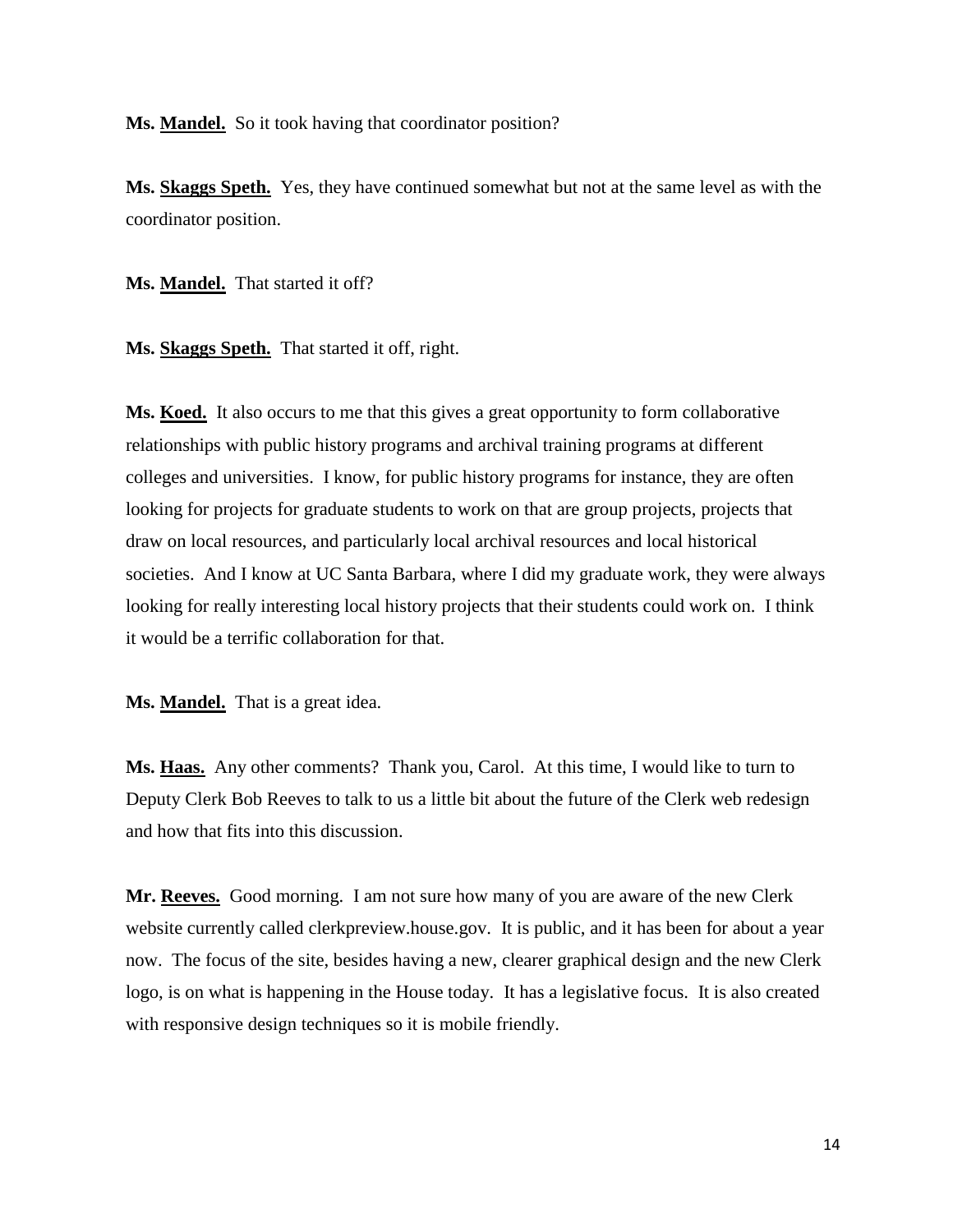**Ms. Mandel.** So it took having that coordinator position?

**Ms. Skaggs Speth.** Yes, they have continued somewhat but not at the same level as with the coordinator position.

**Ms. Mandel.** That started it off?

**Ms. Skaggs Speth.** That started it off, right.

**Ms. Koed.** It also occurs to me that this gives a great opportunity to form collaborative relationships with public history programs and archival training programs at different colleges and universities. I know, for public history programs for instance, they are often looking for projects for graduate students to work on that are group projects, projects that draw on local resources, and particularly local archival resources and local historical societies. And I know at UC Santa Barbara, where I did my graduate work, they were always looking for really interesting local history projects that their students could work on. I think it would be a terrific collaboration for that.

**Ms. Mandel.** That is a great idea.

**Ms. Haas.** Any other comments? Thank you, Carol. At this time, I would like to turn to Deputy Clerk Bob Reeves to talk to us a little bit about the future of the Clerk web redesign and how that fits into this discussion.

**Mr. Reeves.** Good morning. I am not sure how many of you are aware of the new Clerk website currently called clerkpreview.house.gov. It is public, and it has been for about a year now. The focus of the site, besides having a new, clearer graphical design and the new Clerk logo, is on what is happening in the House today. It has a legislative focus. It is also created with responsive design techniques so it is mobile friendly.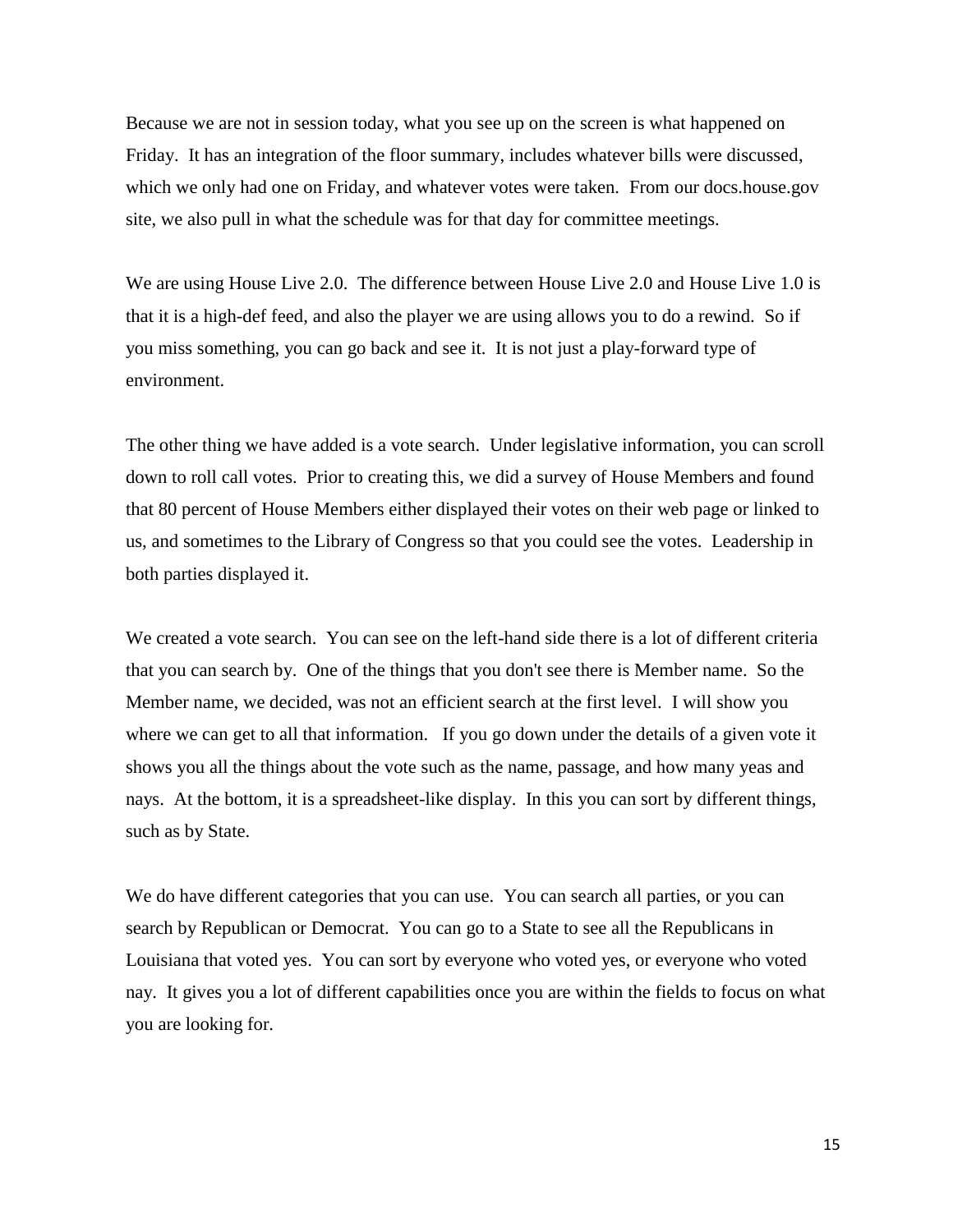Because we are not in session today, what you see up on the screen is what happened on Friday. It has an integration of the floor summary, includes whatever bills were discussed, which we only had one on Friday, and whatever votes were taken. From our docs.house.gov site, we also pull in what the schedule was for that day for committee meetings.

We are using House Live 2.0. The difference between House Live 2.0 and House Live 1.0 is that it is a high-def feed, and also the player we are using allows you to do a rewind. So if you miss something, you can go back and see it. It is not just a play-forward type of environment.

The other thing we have added is a vote search. Under legislative information, you can scroll down to roll call votes. Prior to creating this, we did a survey of House Members and found that 80 percent of House Members either displayed their votes on their web page or linked to us, and sometimes to the Library of Congress so that you could see the votes. Leadership in both parties displayed it.

We created a vote search. You can see on the left-hand side there is a lot of different criteria that you can search by. One of the things that you don't see there is Member name. So the Member name, we decided, was not an efficient search at the first level. I will show you where we can get to all that information. If you go down under the details of a given vote it shows you all the things about the vote such as the name, passage, and how many yeas and nays. At the bottom, it is a spreadsheet-like display. In this you can sort by different things, such as by State.

We do have different categories that you can use. You can search all parties, or you can search by Republican or Democrat. You can go to a State to see all the Republicans in Louisiana that voted yes. You can sort by everyone who voted yes, or everyone who voted nay. It gives you a lot of different capabilities once you are within the fields to focus on what you are looking for.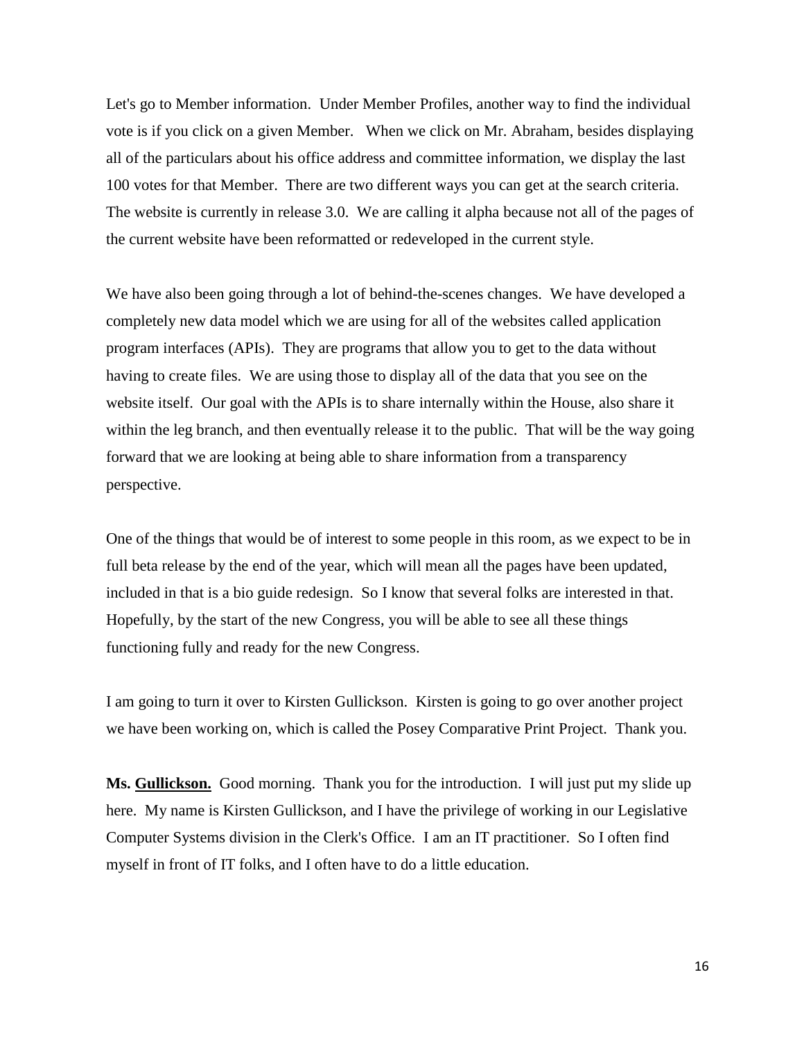Let's go to Member information. Under Member Profiles, another way to find the individual vote is if you click on a given Member. When we click on Mr. Abraham, besides displaying all of the particulars about his office address and committee information, we display the last 100 votes for that Member. There are two different ways you can get at the search criteria. The website is currently in release 3.0. We are calling it alpha because not all of the pages of the current website have been reformatted or redeveloped in the current style.

We have also been going through a lot of behind-the-scenes changes. We have developed a completely new data model which we are using for all of the websites called application program interfaces (APIs). They are programs that allow you to get to the data without having to create files. We are using those to display all of the data that you see on the website itself. Our goal with the APIs is to share internally within the House, also share it within the leg branch, and then eventually release it to the public. That will be the way going forward that we are looking at being able to share information from a transparency perspective.

One of the things that would be of interest to some people in this room, as we expect to be in full beta release by the end of the year, which will mean all the pages have been updated, included in that is a bio guide redesign. So I know that several folks are interested in that. Hopefully, by the start of the new Congress, you will be able to see all these things functioning fully and ready for the new Congress.

I am going to turn it over to Kirsten Gullickson. Kirsten is going to go over another project we have been working on, which is called the Posey Comparative Print Project. Thank you.

**Ms. <u>Gullickson.</u>** Good morning. Thank you for the introduction. I will just put my slide up here. My name is Kirsten Gullickson, and I have the privilege of working in our Legislative Computer Systems division in the Clerk's Office. I am an IT practitioner. So I often find myself in front of IT folks, and I often have to do a little education.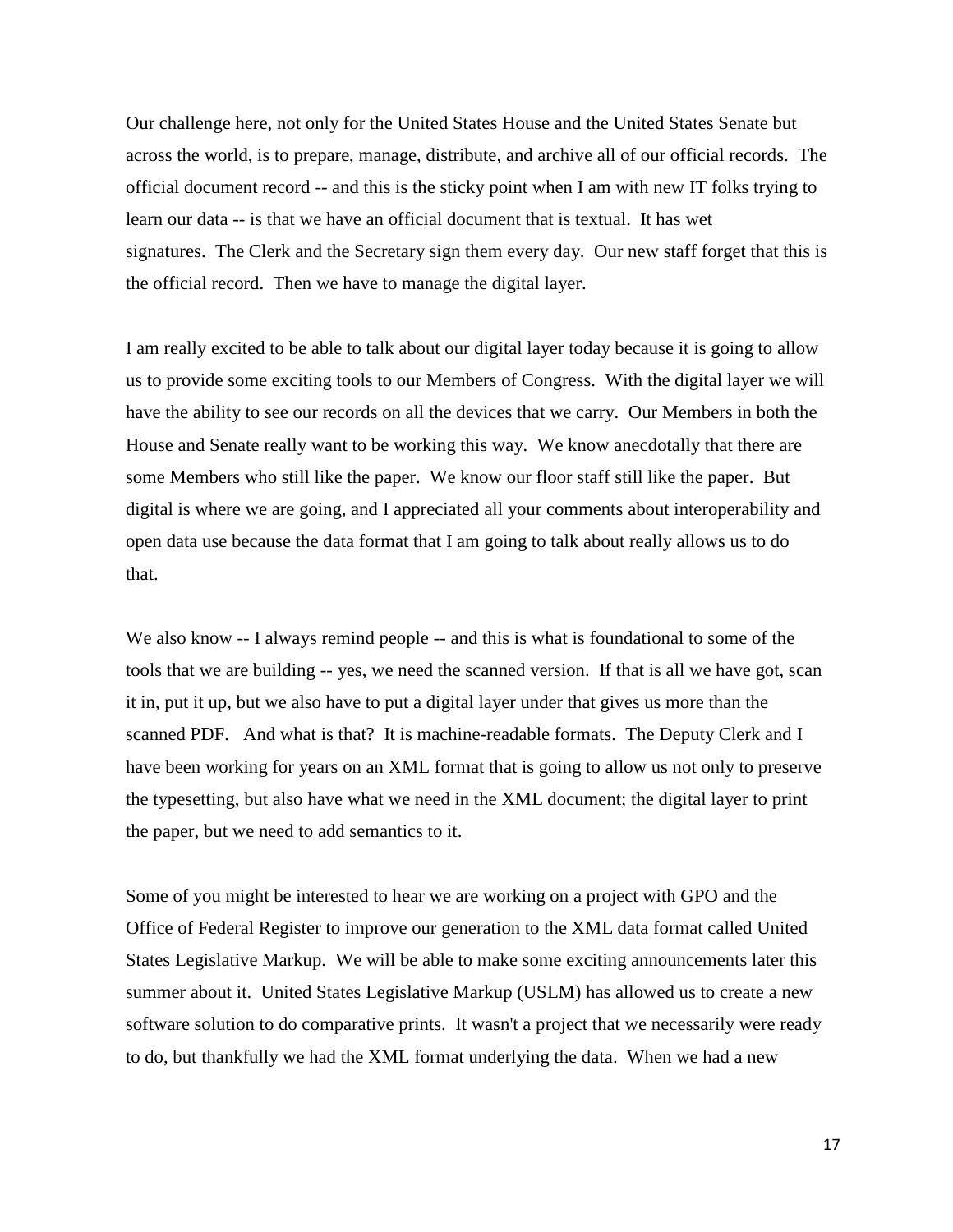Our challenge here, not only for the United States House and the United States Senate but across the world, is to prepare, manage, distribute, and archive all of our official records. The official document record -- and this is the sticky point when I am with new IT folks trying to learn our data -- is that we have an official document that is textual. It has wet signatures. The Clerk and the Secretary sign them every day. Our new staff forget that this is the official record. Then we have to manage the digital layer.

I am really excited to be able to talk about our digital layer today because it is going to allow us to provide some exciting tools to our Members of Congress. With the digital layer we will have the ability to see our records on all the devices that we carry. Our Members in both the House and Senate really want to be working this way. We know anecdotally that there are some Members who still like the paper. We know our floor staff still like the paper. But digital is where we are going, and I appreciated all your comments about interoperability and open data use because the data format that I am going to talk about really allows us to do that.

We also know -- I always remind people -- and this is what is foundational to some of the tools that we are building -- yes, we need the scanned version. If that is all we have got, scan it in, put it up, but we also have to put a digital layer under that gives us more than the scanned PDF. And what is that? It is machine-readable formats. The Deputy Clerk and I have been working for years on an XML format that is going to allow us not only to preserve the typesetting, but also have what we need in the XML document; the digital layer to print the paper, but we need to add semantics to it.

Some of you might be interested to hear we are working on a project with GPO and the Office of Federal Register to improve our generation to the XML data format called United States Legislative Markup. We will be able to make some exciting announcements later this summer about it. United States Legislative Markup (USLM) has allowed us to create a new software solution to do comparative prints. It wasn't a project that we necessarily were ready to do, but thankfully we had the XML format underlying the data. When we had a new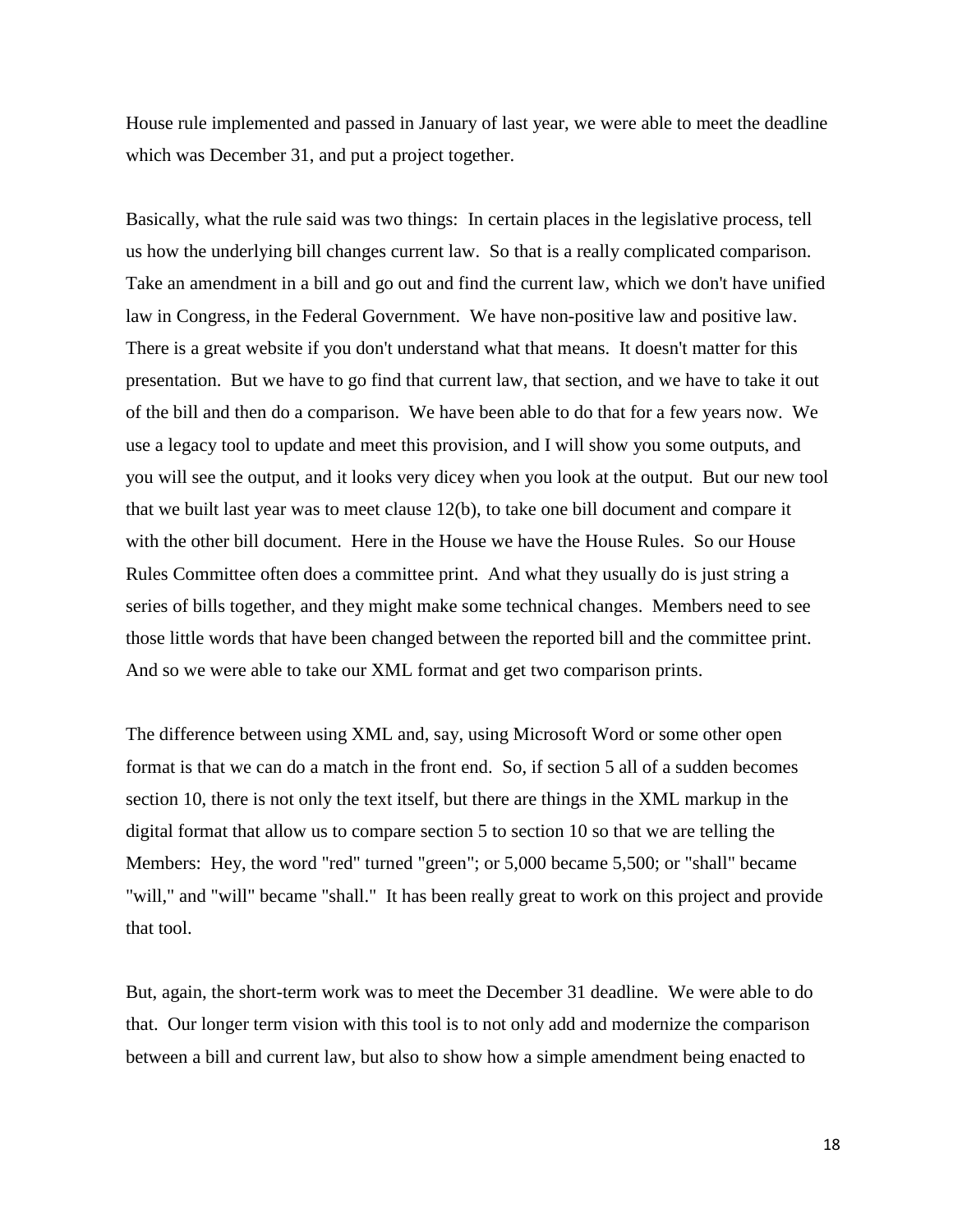House rule implemented and passed in January of last year, we were able to meet the deadline which was December 31, and put a project together.

Basically, what the rule said was two things: In certain places in the legislative process, tell us how the underlying bill changes current law. So that is a really complicated comparison. Take an amendment in a bill and go out and find the current law, which we don't have unified law in Congress, in the Federal Government. We have non-positive law and positive law. There is a great website if you don't understand what that means. It doesn't matter for this presentation. But we have to go find that current law, that section, and we have to take it out of the bill and then do a comparison. We have been able to do that for a few years now. We use a legacy tool to update and meet this provision, and I will show you some outputs, and you will see the output, and it looks very dicey when you look at the output. But our new tool that we built last year was to meet clause 12(b), to take one bill document and compare it with the other bill document. Here in the House we have the House Rules. So our House Rules Committee often does a committee print. And what they usually do is just string a series of bills together, and they might make some technical changes. Members need to see those little words that have been changed between the reported bill and the committee print. And so we were able to take our XML format and get two comparison prints.

The difference between using XML and, say, using Microsoft Word or some other open format is that we can do a match in the front end. So, if section 5 all of a sudden becomes section 10, there is not only the text itself, but there are things in the XML markup in the digital format that allow us to compare section 5 to section 10 so that we are telling the Members: Hey, the word "red" turned "green"; or 5,000 became 5,500; or "shall" became "will," and "will" became "shall." It has been really great to work on this project and provide that tool.

But, again, the short-term work was to meet the December 31 deadline. We were able to do that. Our longer term vision with this tool is to not only add and modernize the comparison between a bill and current law, but also to show how a simple amendment being enacted to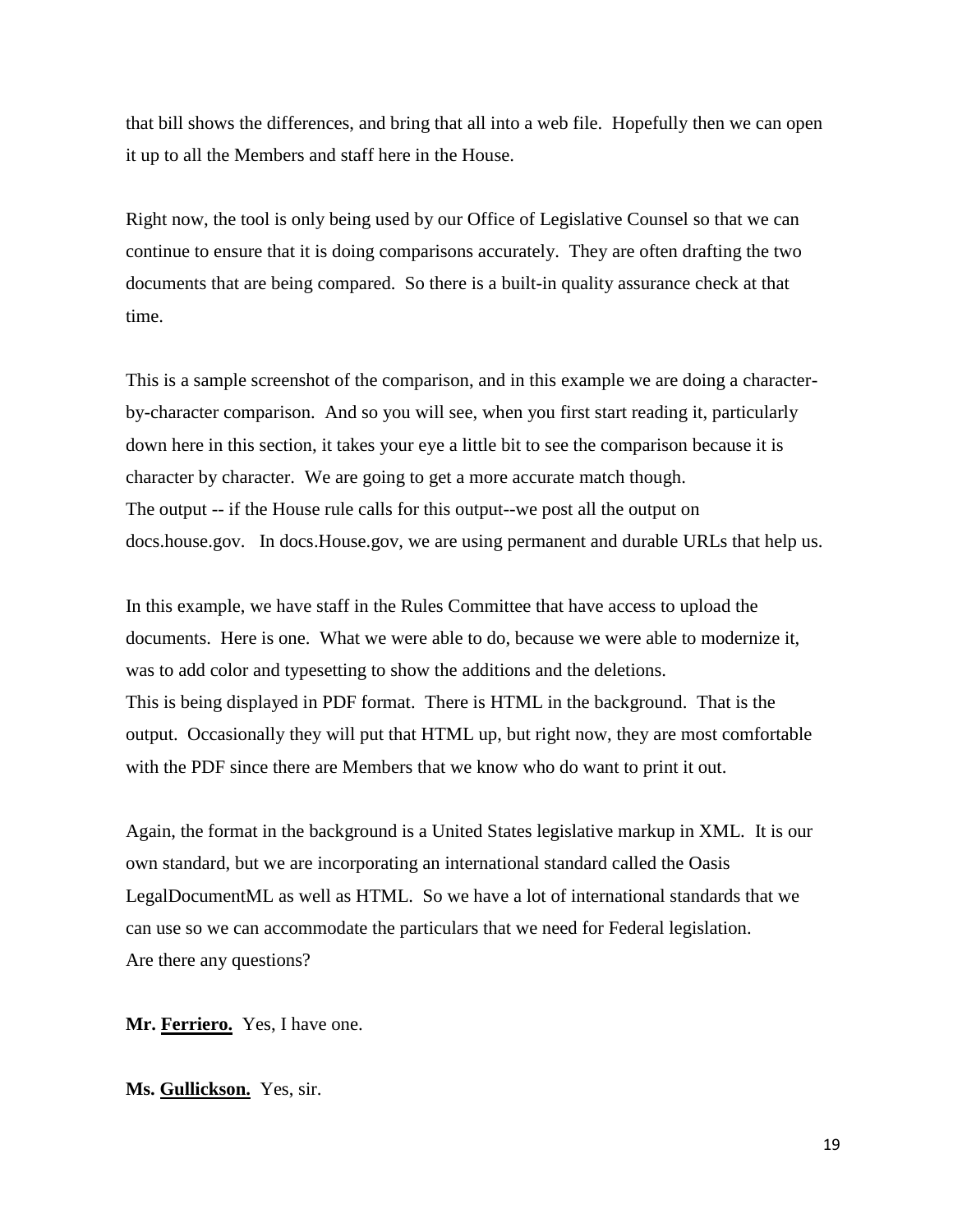that bill shows the differences, and bring that all into a web file. Hopefully then we can open it up to all the Members and staff here in the House.

Right now, the tool is only being used by our Office of Legislative Counsel so that we can continue to ensure that it is doing comparisons accurately. They are often drafting the two documents that are being compared. So there is a built-in quality assurance check at that time.

This is a sample screenshot of the comparison, and in this example we are doing a character-by-character comparison. And so you will see, when you first start reading it, particularly down here in this section, it takes your eye a little bit to see the comparison because it is character by character. We are going to get a more accurate match though.
The output -- if the House rule calls for this output--we post all the output on docs.house.gov. In docs.House.gov, we are using permanent and durable URLs that help us.

In this example, we have staff in the Rules Committee that have access to upload the documents. Here is one. What we were able to do, because we were able to modernize it, was to add color and typesetting to show the additions and the deletions.
This is being displayed in PDF format. There is HTML in the background. That is the output. Occasionally they will put that HTML up, but right now, they are most comfortable with the PDF since there are Members that we know who do want to print it out.

Again, the format in the background is a United States legislative markup in XML. It is our own standard, but we are incorporating an international standard called the Oasis LegalDocumentML as well as HTML. So we have a lot of international standards that we can use so we can accommodate the particulars that we need for Federal legislation.
Are there any questions?

**Mr. Ferriero.** Yes, I have one.

**Ms. Gullickson.** Yes, sir.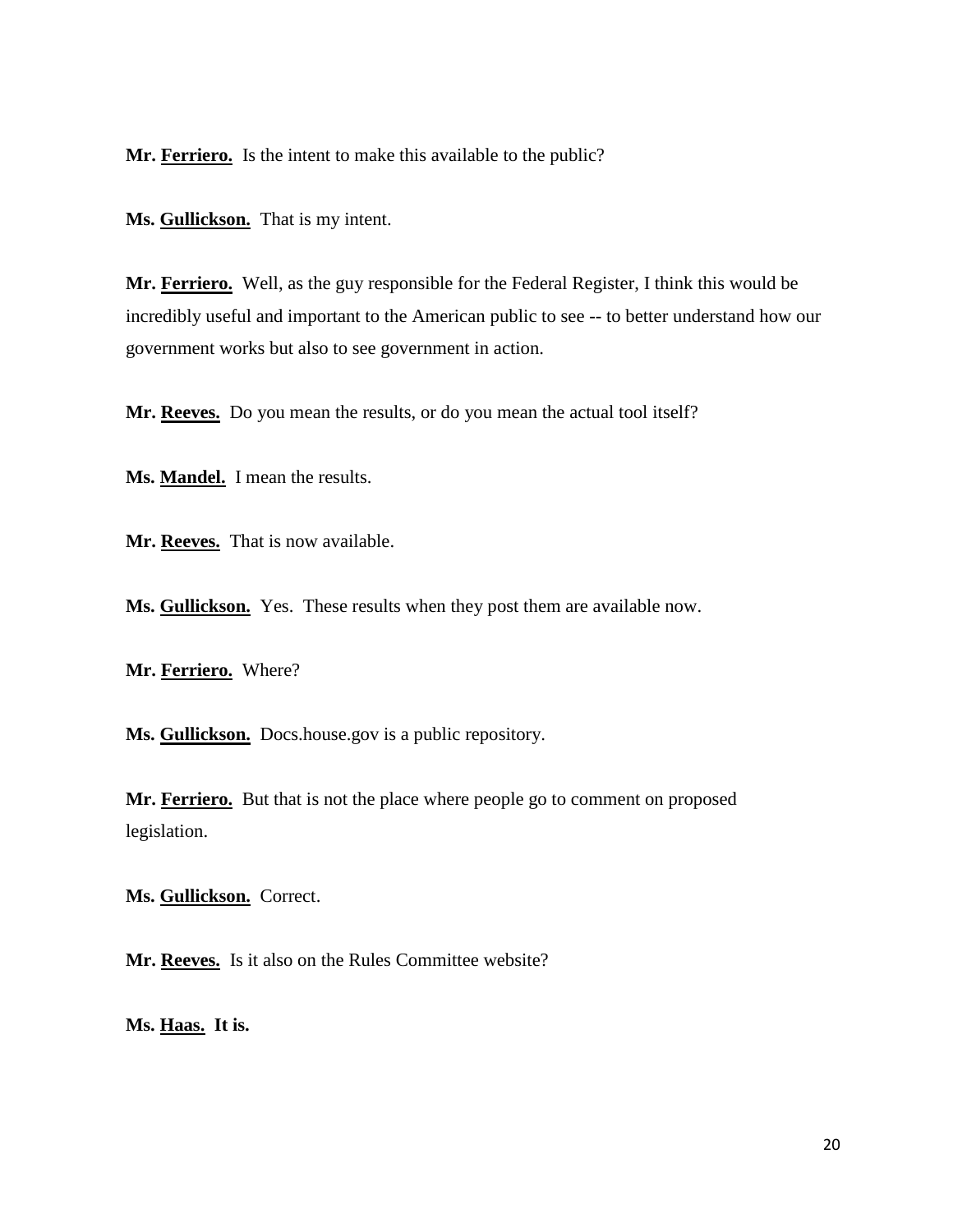**Mr. Ferriero.** Is the intent to make this available to the public?

**Ms. Gullickson.** That is my intent.

**Mr. Ferriero.** Well, as the guy responsible for the Federal Register, I think this would be incredibly useful and important to the American public to see -- to better understand how our government works but also to see government in action.

**Mr. Reeves.** Do you mean the results, or do you mean the actual tool itself?

**Ms. Mandel.** I mean the results.

**Mr. Reeves.** That is now available.

**Ms. Gullickson.** Yes. These results when they post them are available now.

**Mr. Ferriero.** Where?

**Ms. Gullickson.** Docs.house.gov is a public repository.

**Mr. Ferriero.** But that is not the place where people go to comment on proposed legislation.

**Ms. Gullickson.** Correct.

**Mr. Reeves.** Is it also on the Rules Committee website?

**Ms. Haas. It is.**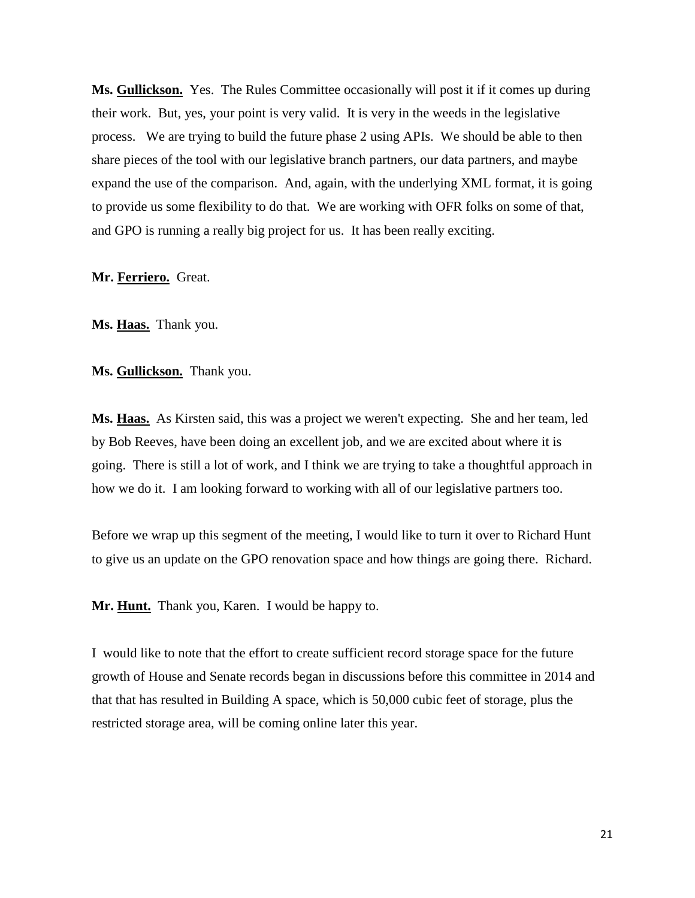**Ms. <u>Gullickson.</u>** Yes. The Rules Committee occasionally will post it if it comes up during their work. But, yes, your point is very valid. It is very in the weeds in the legislative process. We are trying to build the future phase 2 using APIs. We should be able to then share pieces of the tool with our legislative branch partners, our data partners, and maybe expand the use of the comparison. And, again, with the underlying XML format, it is going to provide us some flexibility to do that. We are working with OFR folks on some of that, and GPO is running a really big project for us. It has been really exciting.

**Mr. <u>Ferriero.</u>** Great.

**Ms. <u>Haas.</u>** Thank you.

**Ms. <u>Gullickson.</u>** Thank you.

**Ms. <u>Haas.</u>** As Kirsten said, this was a project we weren't expecting. She and her team, led by Bob Reeves, have been doing an excellent job, and we are excited about where it is going. There is still a lot of work, and I think we are trying to take a thoughtful approach in how we do it. I am looking forward to working with all of our legislative partners too.

Before we wrap up this segment of the meeting, I would like to turn it over to Richard Hunt to give us an update on the GPO renovation space and how things are going there. Richard.

**Mr. <u>Hunt.</u>** Thank you, Karen. I would be happy to.

I would like to note that the effort to create sufficient record storage space for the future growth of House and Senate records began in discussions before this committee in 2014 and that that has resulted in Building A space, which is 50,000 cubic feet of storage, plus the restricted storage area, will be coming online later this year.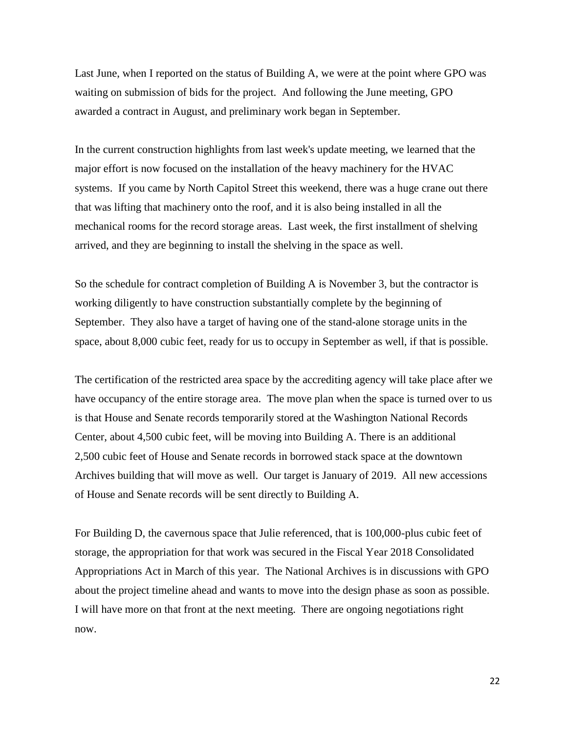Last June, when I reported on the status of Building A, we were at the point where GPO was waiting on submission of bids for the project. And following the June meeting, GPO awarded a contract in August, and preliminary work began in September.

In the current construction highlights from last week's update meeting, we learned that the major effort is now focused on the installation of the heavy machinery for the HVAC systems. If you came by North Capitol Street this weekend, there was a huge crane out there that was lifting that machinery onto the roof, and it is also being installed in all the mechanical rooms for the record storage areas. Last week, the first installment of shelving arrived, and they are beginning to install the shelving in the space as well.

So the schedule for contract completion of Building A is November 3, but the contractor is working diligently to have construction substantially complete by the beginning of September. They also have a target of having one of the stand-alone storage units in the space, about 8,000 cubic feet, ready for us to occupy in September as well, if that is possible.

The certification of the restricted area space by the accrediting agency will take place after we have occupancy of the entire storage area. The move plan when the space is turned over to us is that House and Senate records temporarily stored at the Washington National Records Center, about 4,500 cubic feet, will be moving into Building A. There is an additional 2,500 cubic feet of House and Senate records in borrowed stack space at the downtown Archives building that will move as well. Our target is January of 2019. All new accessions of House and Senate records will be sent directly to Building A.

For Building D, the cavernous space that Julie referenced, that is 100,000-plus cubic feet of storage, the appropriation for that work was secured in the Fiscal Year 2018 Consolidated Appropriations Act in March of this year. The National Archives is in discussions with GPO about the project timeline ahead and wants to move into the design phase as soon as possible. I will have more on that front at the next meeting. There are ongoing negotiations right now.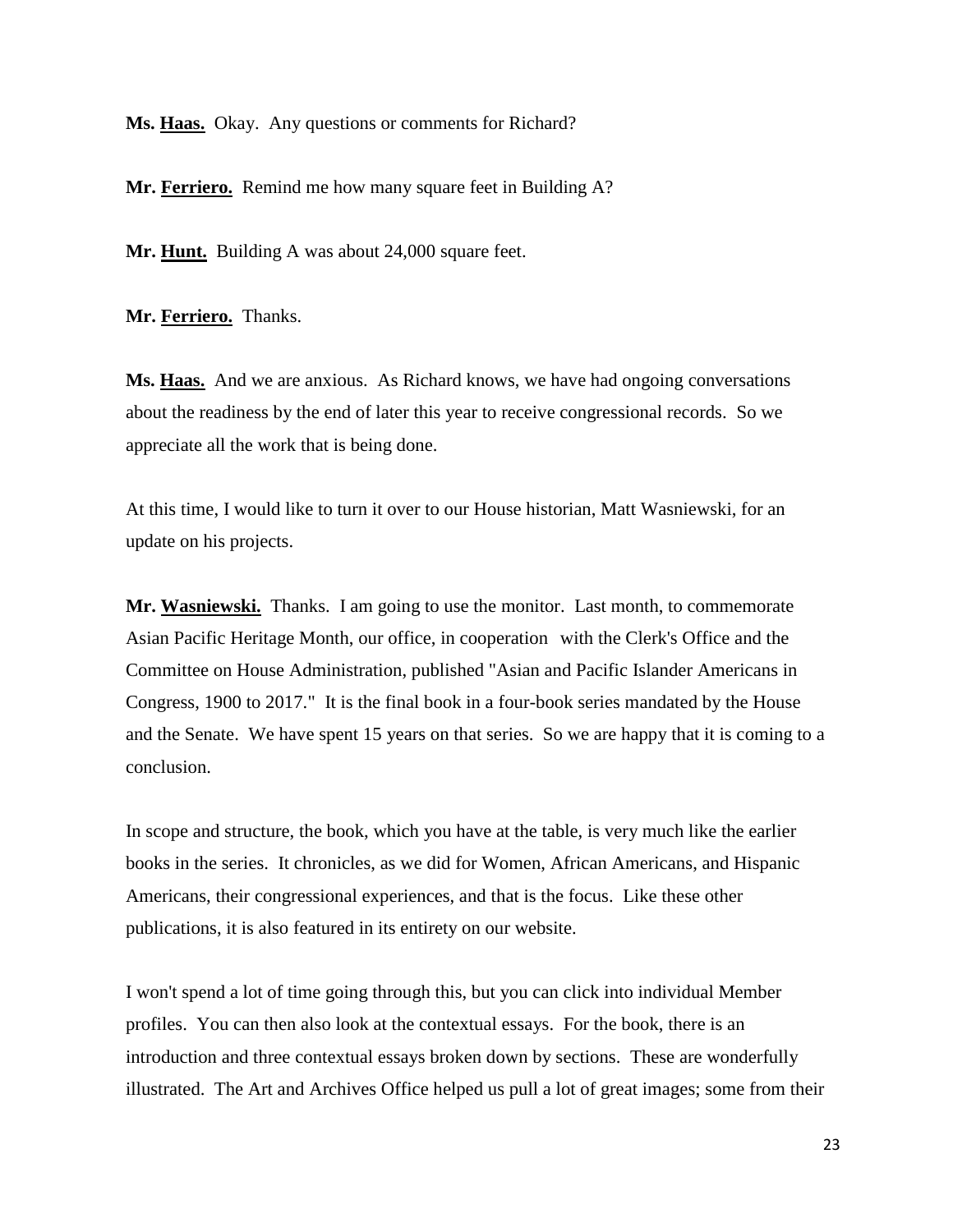**Ms. Haas.** Okay. Any questions or comments for Richard?

**Mr. Ferriero.** Remind me how many square feet in Building A?

**Mr. Hunt.** Building A was about 24,000 square feet.

**Mr. Ferriero.** Thanks.

**Ms. Haas.** And we are anxious. As Richard knows, we have had ongoing conversations about the readiness by the end of later this year to receive congressional records. So we appreciate all the work that is being done.

At this time, I would like to turn it over to our House historian, Matt Wasniewski, for an update on his projects.

**Mr. Wasniewski.** Thanks. I am going to use the monitor. Last month, to commemorate Asian Pacific Heritage Month, our office, in cooperation with the Clerk's Office and the Committee on House Administration, published "Asian and Pacific Islander Americans in Congress, 1900 to 2017." It is the final book in a four-book series mandated by the House and the Senate. We have spent 15 years on that series. So we are happy that it is coming to a conclusion.

In scope and structure, the book, which you have at the table, is very much like the earlier books in the series. It chronicles, as we did for Women, African Americans, and Hispanic Americans, their congressional experiences, and that is the focus. Like these other publications, it is also featured in its entirety on our website.

I won't spend a lot of time going through this, but you can click into individual Member profiles. You can then also look at the contextual essays. For the book, there is an introduction and three contextual essays broken down by sections. These are wonderfully illustrated. The Art and Archives Office helped us pull a lot of great images; some from their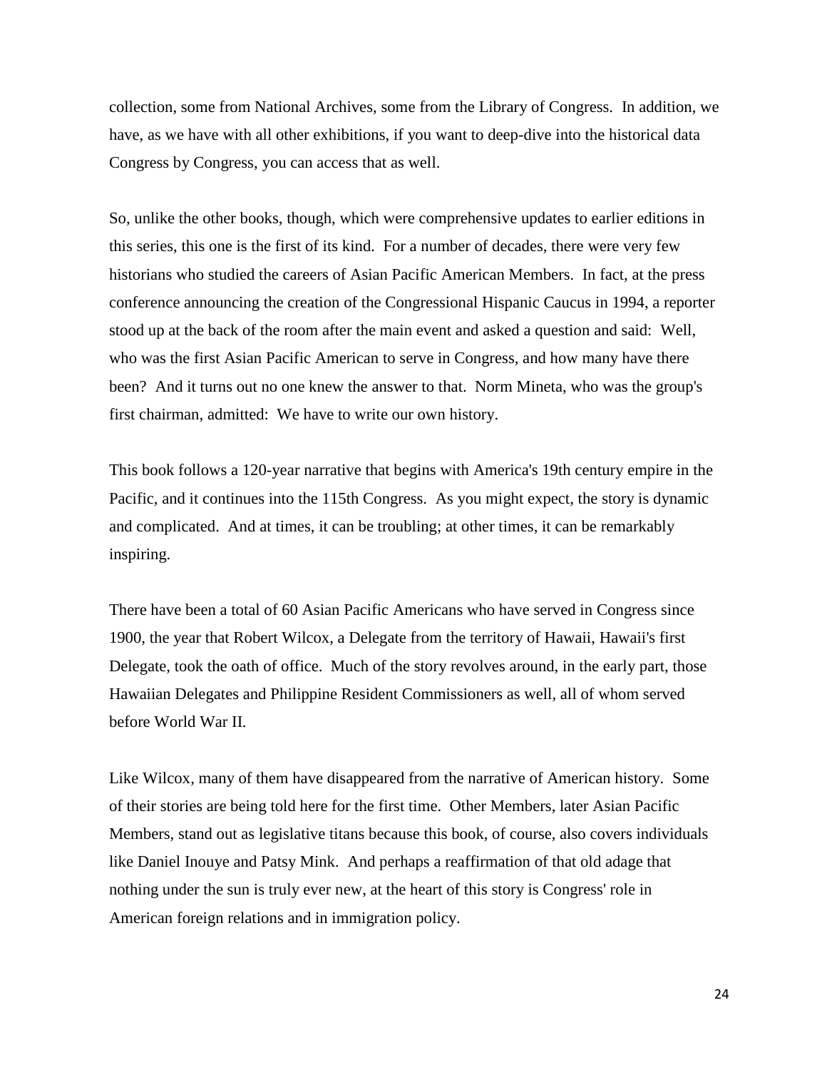collection, some from National Archives, some from the Library of Congress. In addition, we have, as we have with all other exhibitions, if you want to deep-dive into the historical data Congress by Congress, you can access that as well.

So, unlike the other books, though, which were comprehensive updates to earlier editions in this series, this one is the first of its kind. For a number of decades, there were very few historians who studied the careers of Asian Pacific American Members. In fact, at the press conference announcing the creation of the Congressional Hispanic Caucus in 1994, a reporter stood up at the back of the room after the main event and asked a question and said: Well, who was the first Asian Pacific American to serve in Congress, and how many have there been? And it turns out no one knew the answer to that. Norm Mineta, who was the group's first chairman, admitted: We have to write our own history.

This book follows a 120-year narrative that begins with America's 19th century empire in the Pacific, and it continues into the 115th Congress. As you might expect, the story is dynamic and complicated. And at times, it can be troubling; at other times, it can be remarkably inspiring.

There have been a total of 60 Asian Pacific Americans who have served in Congress since 1900, the year that Robert Wilcox, a Delegate from the territory of Hawaii, Hawaii's first Delegate, took the oath of office. Much of the story revolves around, in the early part, those Hawaiian Delegates and Philippine Resident Commissioners as well, all of whom served before World War II.

Like Wilcox, many of them have disappeared from the narrative of American history. Some of their stories are being told here for the first time. Other Members, later Asian Pacific Members, stand out as legislative titans because this book, of course, also covers individuals like Daniel Inouye and Patsy Mink. And perhaps a reaffirmation of that old adage that nothing under the sun is truly ever new, at the heart of this story is Congress' role in American foreign relations and in immigration policy.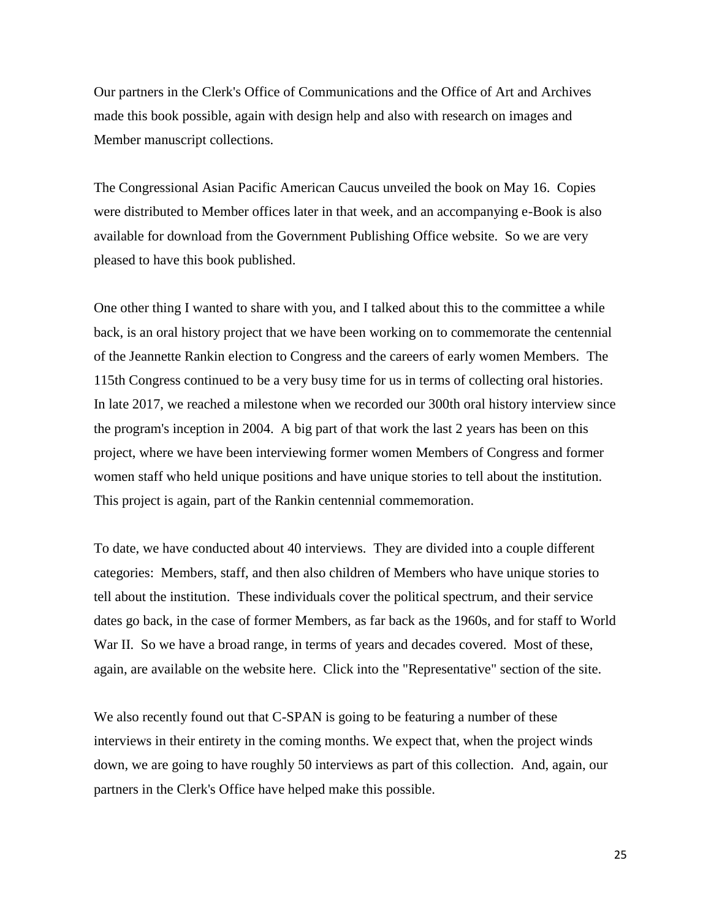Our partners in the Clerk's Office of Communications and the Office of Art and Archives made this book possible, again with design help and also with research on images and Member manuscript collections.

The Congressional Asian Pacific American Caucus unveiled the book on May 16. Copies were distributed to Member offices later in that week, and an accompanying e-Book is also available for download from the Government Publishing Office website. So we are very pleased to have this book published.

One other thing I wanted to share with you, and I talked about this to the committee a while back, is an oral history project that we have been working on to commemorate the centennial of the Jeannette Rankin election to Congress and the careers of early women Members. The 115th Congress continued to be a very busy time for us in terms of collecting oral histories. In late 2017, we reached a milestone when we recorded our 300th oral history interview since the program's inception in 2004. A big part of that work the last 2 years has been on this project, where we have been interviewing former women Members of Congress and former women staff who held unique positions and have unique stories to tell about the institution. This project is again, part of the Rankin centennial commemoration.

To date, we have conducted about 40 interviews. They are divided into a couple different categories: Members, staff, and then also children of Members who have unique stories to tell about the institution. These individuals cover the political spectrum, and their service dates go back, in the case of former Members, as far back as the 1960s, and for staff to World War II. So we have a broad range, in terms of years and decades covered. Most of these, again, are available on the website here. Click into the "Representative" section of the site.

We also recently found out that C-SPAN is going to be featuring a number of these interviews in their entirety in the coming months. We expect that, when the project winds down, we are going to have roughly 50 interviews as part of this collection. And, again, our partners in the Clerk's Office have helped make this possible.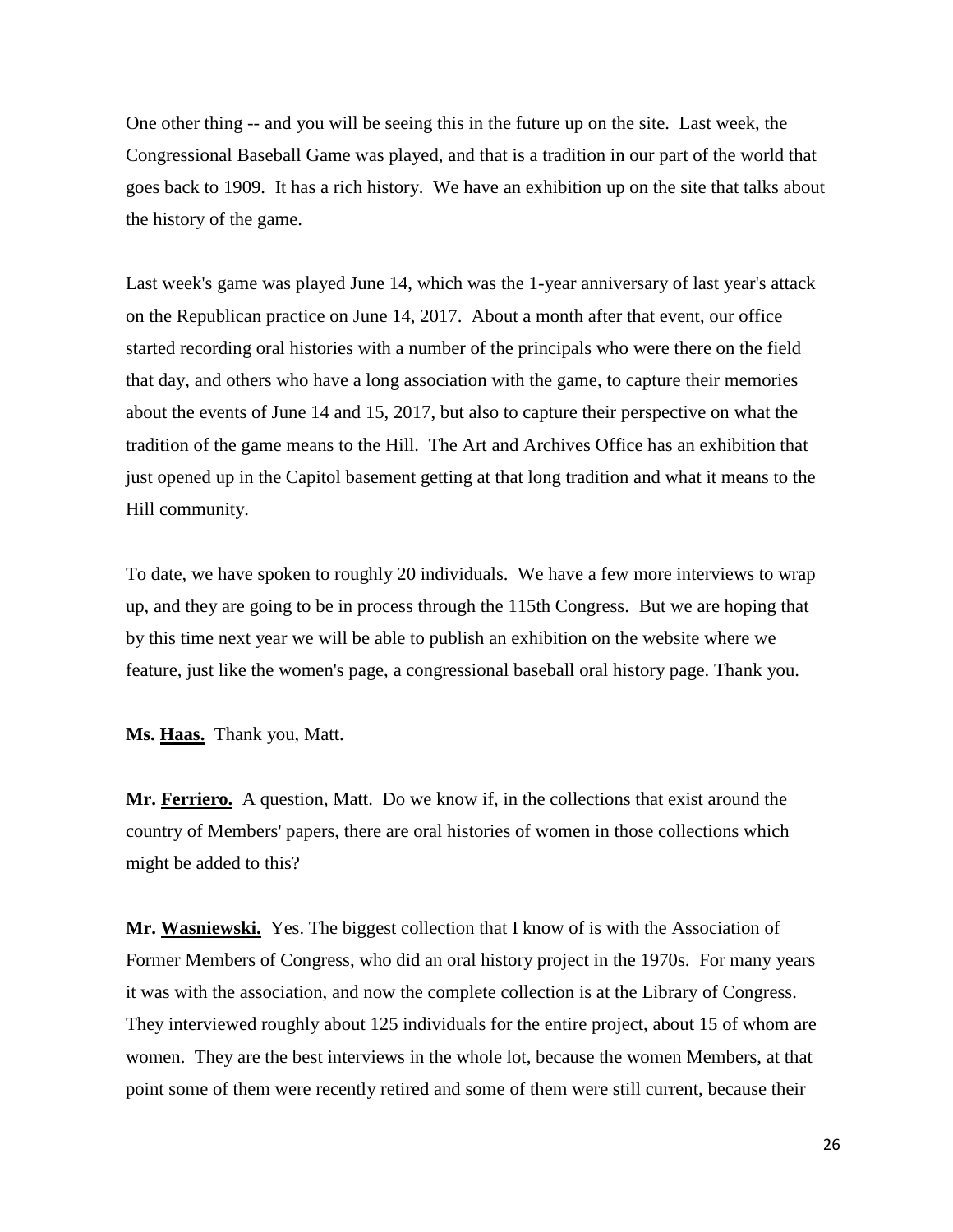One other thing -- and you will be seeing this in the future up on the site. Last week, the Congressional Baseball Game was played, and that is a tradition in our part of the world that goes back to 1909. It has a rich history. We have an exhibition up on the site that talks about the history of the game.

Last week's game was played June 14, which was the 1-year anniversary of last year's attack on the Republican practice on June 14, 2017. About a month after that event, our office started recording oral histories with a number of the principals who were there on the field that day, and others who have a long association with the game, to capture their memories about the events of June 14 and 15, 2017, but also to capture their perspective on what the tradition of the game means to the Hill. The Art and Archives Office has an exhibition that just opened up in the Capitol basement getting at that long tradition and what it means to the Hill community.

To date, we have spoken to roughly 20 individuals. We have a few more interviews to wrap up, and they are going to be in process through the 115th Congress. But we are hoping that by this time next year we will be able to publish an exhibition on the website where we feature, just like the women's page, a congressional baseball oral history page. Thank you.

**Ms. Haas.** Thank you, Matt.

**Mr. Ferriero.** A question, Matt. Do we know if, in the collections that exist around the country of Members' papers, there are oral histories of women in those collections which might be added to this?

**Mr. Wasniewski.** Yes. The biggest collection that I know of is with the Association of Former Members of Congress, who did an oral history project in the 1970s. For many years it was with the association, and now the complete collection is at the Library of Congress. They interviewed roughly about 125 individuals for the entire project, about 15 of whom are women. They are the best interviews in the whole lot, because the women Members, at that point some of them were recently retired and some of them were still current, because their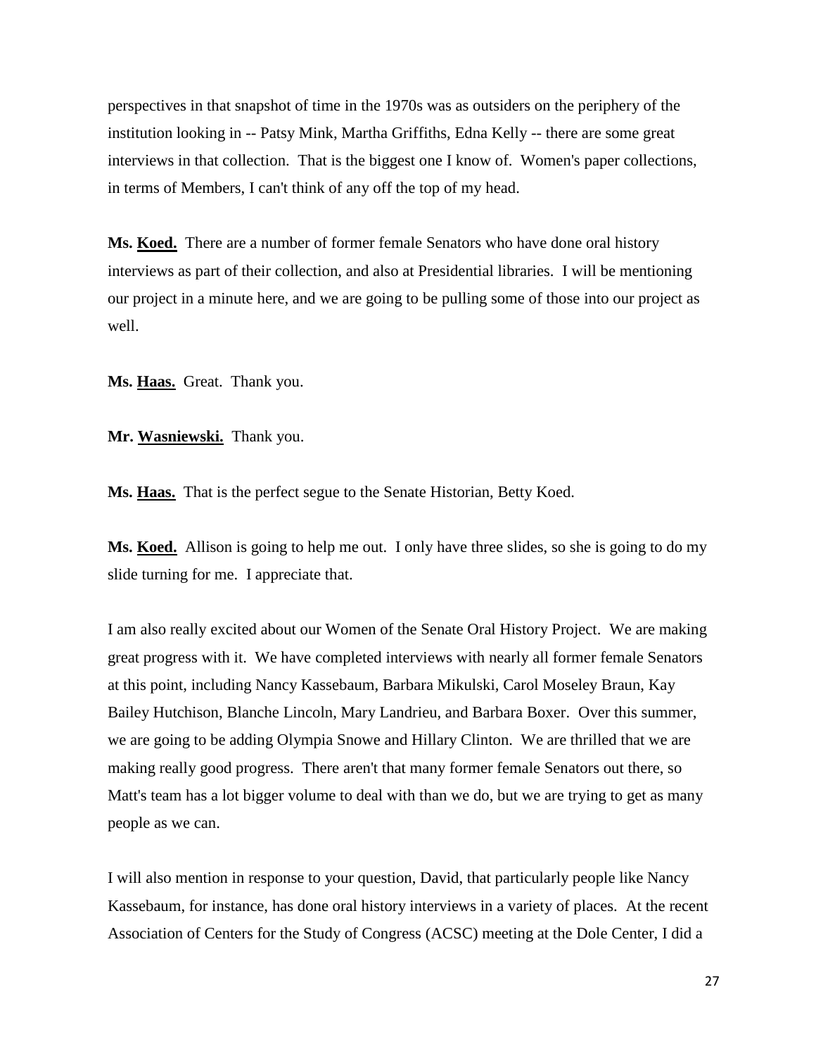perspectives in that snapshot of time in the 1970s was as outsiders on the periphery of the institution looking in -- Patsy Mink, Martha Griffiths, Edna Kelly -- there are some great interviews in that collection. That is the biggest one I know of. Women's paper collections, in terms of Members, I can't think of any off the top of my head.

**Ms. Koed.** There are a number of former female Senators who have done oral history interviews as part of their collection, and also at Presidential libraries. I will be mentioning our project in a minute here, and we are going to be pulling some of those into our project as well.

**Ms. Haas.** Great. Thank you.

**Mr. Wasniewski.** Thank you.

**Ms. Haas.** That is the perfect segue to the Senate Historian, Betty Koed.

**Ms. Koed.** Allison is going to help me out. I only have three slides, so she is going to do my slide turning for me. I appreciate that.

I am also really excited about our Women of the Senate Oral History Project. We are making great progress with it. We have completed interviews with nearly all former female Senators at this point, including Nancy Kassebaum, Barbara Mikulski, Carol Moseley Braun, Kay Bailey Hutchison, Blanche Lincoln, Mary Landrieu, and Barbara Boxer. Over this summer, we are going to be adding Olympia Snowe and Hillary Clinton. We are thrilled that we are making really good progress. There aren't that many former female Senators out there, so Matt's team has a lot bigger volume to deal with than we do, but we are trying to get as many people as we can.

I will also mention in response to your question, David, that particularly people like Nancy Kassebaum, for instance, has done oral history interviews in a variety of places. At the recent Association of Centers for the Study of Congress (ACSC) meeting at the Dole Center, I did a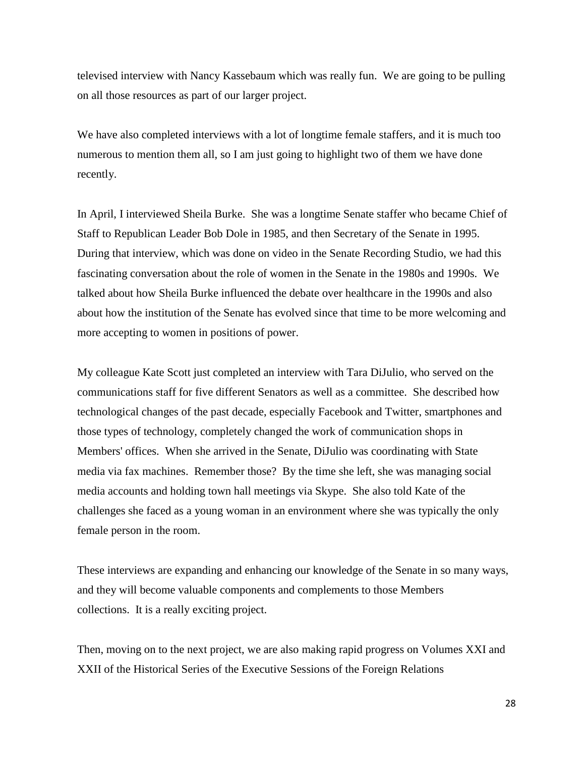televised interview with Nancy Kassebaum which was really fun. We are going to be pulling on all those resources as part of our larger project.

We have also completed interviews with a lot of longtime female staffers, and it is much too numerous to mention them all, so I am just going to highlight two of them we have done recently.

In April, I interviewed Sheila Burke. She was a longtime Senate staffer who became Chief of Staff to Republican Leader Bob Dole in 1985, and then Secretary of the Senate in 1995. During that interview, which was done on video in the Senate Recording Studio, we had this fascinating conversation about the role of women in the Senate in the 1980s and 1990s. We talked about how Sheila Burke influenced the debate over healthcare in the 1990s and also about how the institution of the Senate has evolved since that time to be more welcoming and more accepting to women in positions of power.

My colleague Kate Scott just completed an interview with Tara DiJulio, who served on the communications staff for five different Senators as well as a committee. She described how technological changes of the past decade, especially Facebook and Twitter, smartphones and those types of technology, completely changed the work of communication shops in Members' offices. When she arrived in the Senate, DiJulio was coordinating with State media via fax machines. Remember those? By the time she left, she was managing social media accounts and holding town hall meetings via Skype. She also told Kate of the challenges she faced as a young woman in an environment where she was typically the only female person in the room.

These interviews are expanding and enhancing our knowledge of the Senate in so many ways, and they will become valuable components and complements to those Members collections. It is a really exciting project.

Then, moving on to the next project, we are also making rapid progress on Volumes XXI and XXII of the Historical Series of the Executive Sessions of the Foreign Relations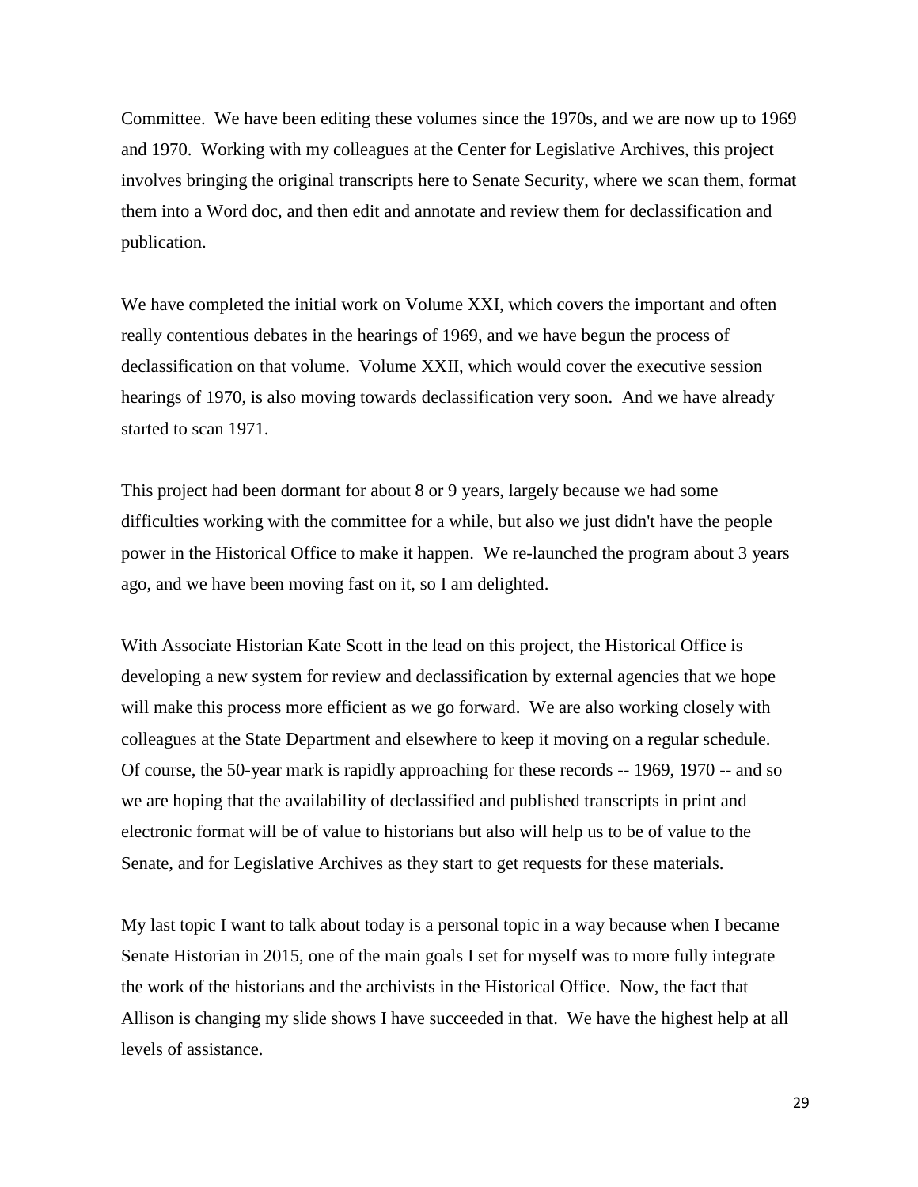Committee. We have been editing these volumes since the 1970s, and we are now up to 1969 and 1970. Working with my colleagues at the Center for Legislative Archives, this project involves bringing the original transcripts here to Senate Security, where we scan them, format them into a Word doc, and then edit and annotate and review them for declassification and publication.

We have completed the initial work on Volume XXI, which covers the important and often really contentious debates in the hearings of 1969, and we have begun the process of declassification on that volume. Volume XXII, which would cover the executive session hearings of 1970, is also moving towards declassification very soon. And we have already started to scan 1971.

This project had been dormant for about 8 or 9 years, largely because we had some difficulties working with the committee for a while, but also we just didn't have the people power in the Historical Office to make it happen. We re-launched the program about 3 years ago, and we have been moving fast on it, so I am delighted.

With Associate Historian Kate Scott in the lead on this project, the Historical Office is developing a new system for review and declassification by external agencies that we hope will make this process more efficient as we go forward. We are also working closely with colleagues at the State Department and elsewhere to keep it moving on a regular schedule. Of course, the 50-year mark is rapidly approaching for these records -- 1969, 1970 -- and so we are hoping that the availability of declassified and published transcripts in print and electronic format will be of value to historians but also will help us to be of value to the Senate, and for Legislative Archives as they start to get requests for these materials.

My last topic I want to talk about today is a personal topic in a way because when I became Senate Historian in 2015, one of the main goals I set for myself was to more fully integrate the work of the historians and the archivists in the Historical Office. Now, the fact that Allison is changing my slide shows I have succeeded in that. We have the highest help at all levels of assistance.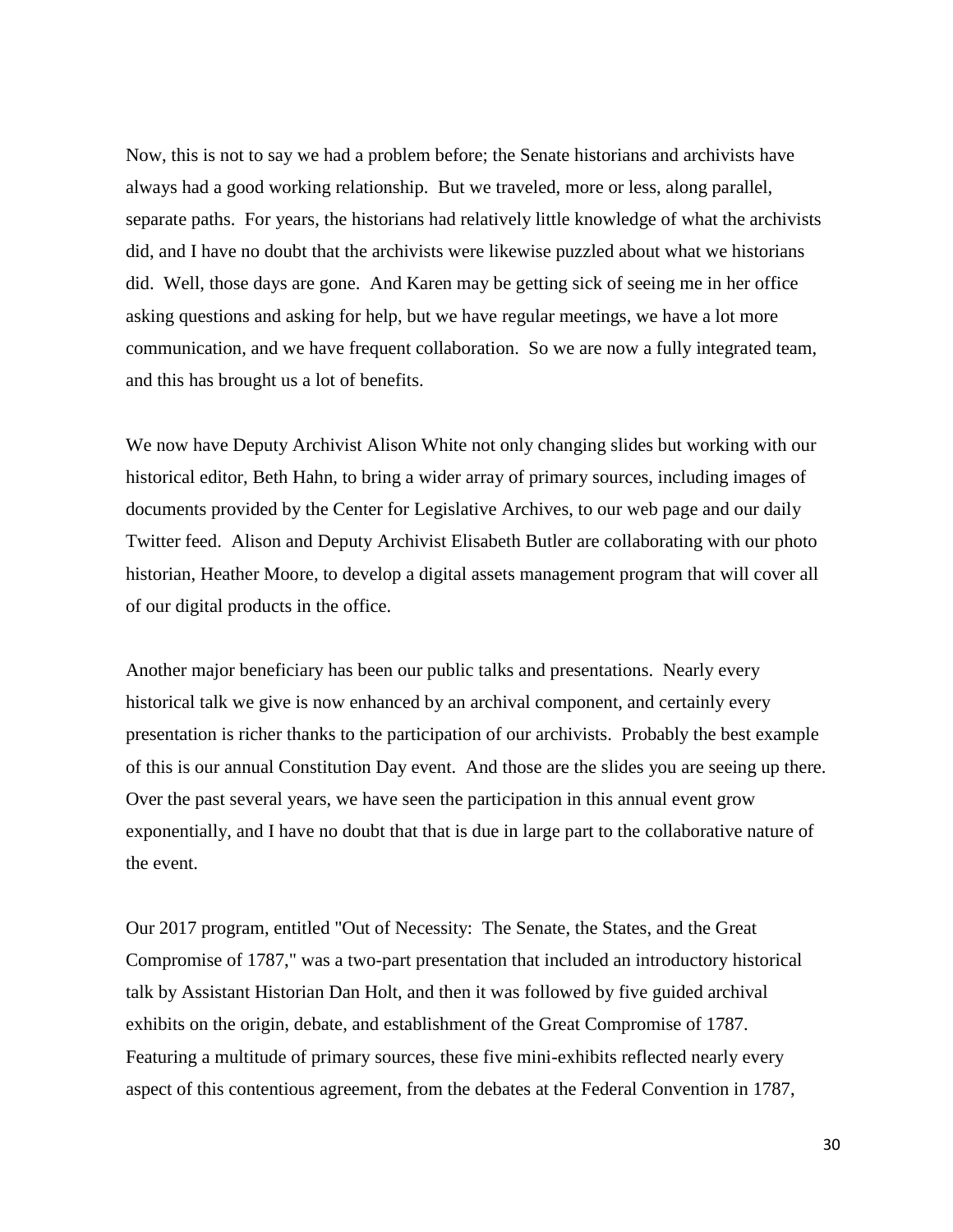Now, this is not to say we had a problem before; the Senate historians and archivists have always had a good working relationship. But we traveled, more or less, along parallel, separate paths. For years, the historians had relatively little knowledge of what the archivists did, and I have no doubt that the archivists were likewise puzzled about what we historians did. Well, those days are gone. And Karen may be getting sick of seeing me in her office asking questions and asking for help, but we have regular meetings, we have a lot more communication, and we have frequent collaboration. So we are now a fully integrated team, and this has brought us a lot of benefits.

We now have Deputy Archivist Alison White not only changing slides but working with our historical editor, Beth Hahn, to bring a wider array of primary sources, including images of documents provided by the Center for Legislative Archives, to our web page and our daily Twitter feed. Alison and Deputy Archivist Elisabeth Butler are collaborating with our photo historian, Heather Moore, to develop a digital assets management program that will cover all of our digital products in the office.

Another major beneficiary has been our public talks and presentations. Nearly every historical talk we give is now enhanced by an archival component, and certainly every presentation is richer thanks to the participation of our archivists. Probably the best example of this is our annual Constitution Day event. And those are the slides you are seeing up there. Over the past several years, we have seen the participation in this annual event grow exponentially, and I have no doubt that that is due in large part to the collaborative nature of the event.

Our 2017 program, entitled "Out of Necessity: The Senate, the States, and the Great Compromise of 1787," was a two-part presentation that included an introductory historical talk by Assistant Historian Dan Holt, and then it was followed by five guided archival exhibits on the origin, debate, and establishment of the Great Compromise of 1787. Featuring a multitude of primary sources, these five mini-exhibits reflected nearly every aspect of this contentious agreement, from the debates at the Federal Convention in 1787,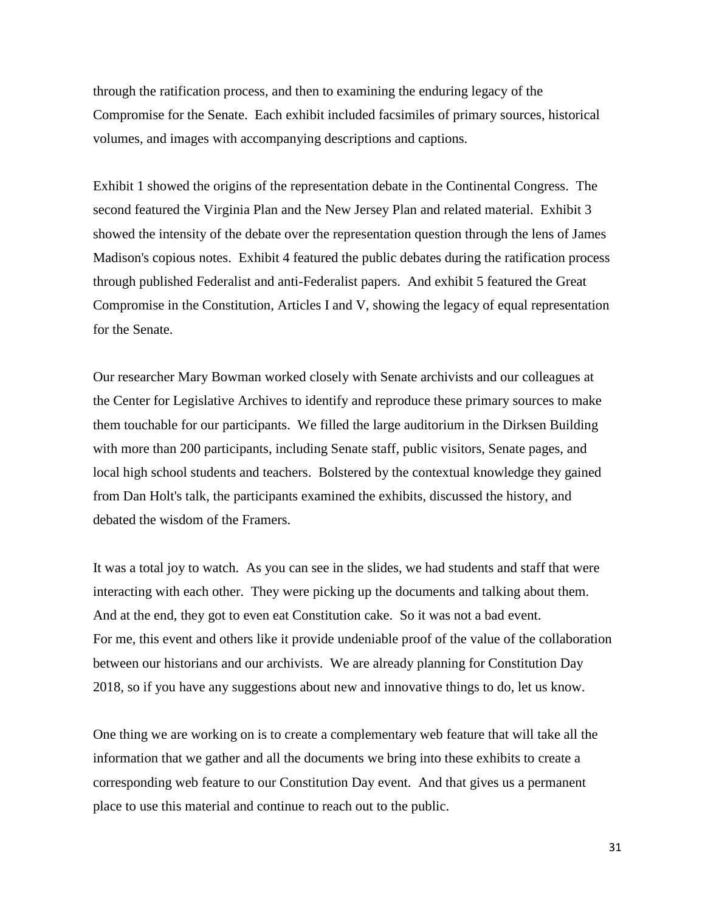through the ratification process, and then to examining the enduring legacy of the Compromise for the Senate. Each exhibit included facsimiles of primary sources, historical volumes, and images with accompanying descriptions and captions.

Exhibit 1 showed the origins of the representation debate in the Continental Congress. The second featured the Virginia Plan and the New Jersey Plan and related material. Exhibit 3 showed the intensity of the debate over the representation question through the lens of James Madison's copious notes. Exhibit 4 featured the public debates during the ratification process through published Federalist and anti-Federalist papers. And exhibit 5 featured the Great Compromise in the Constitution, Articles I and V, showing the legacy of equal representation for the Senate.

Our researcher Mary Bowman worked closely with Senate archivists and our colleagues at the Center for Legislative Archives to identify and reproduce these primary sources to make them touchable for our participants. We filled the large auditorium in the Dirksen Building with more than 200 participants, including Senate staff, public visitors, Senate pages, and local high school students and teachers. Bolstered by the contextual knowledge they gained from Dan Holt's talk, the participants examined the exhibits, discussed the history, and debated the wisdom of the Framers.

It was a total joy to watch. As you can see in the slides, we had students and staff that were interacting with each other. They were picking up the documents and talking about them. And at the end, they got to even eat Constitution cake. So it was not a bad event.
For me, this event and others like it provide undeniable proof of the value of the collaboration between our historians and our archivists. We are already planning for Constitution Day 2018, so if you have any suggestions about new and innovative things to do, let us know.

One thing we are working on is to create a complementary web feature that will take all the information that we gather and all the documents we bring into these exhibits to create a corresponding web feature to our Constitution Day event. And that gives us a permanent place to use this material and continue to reach out to the public.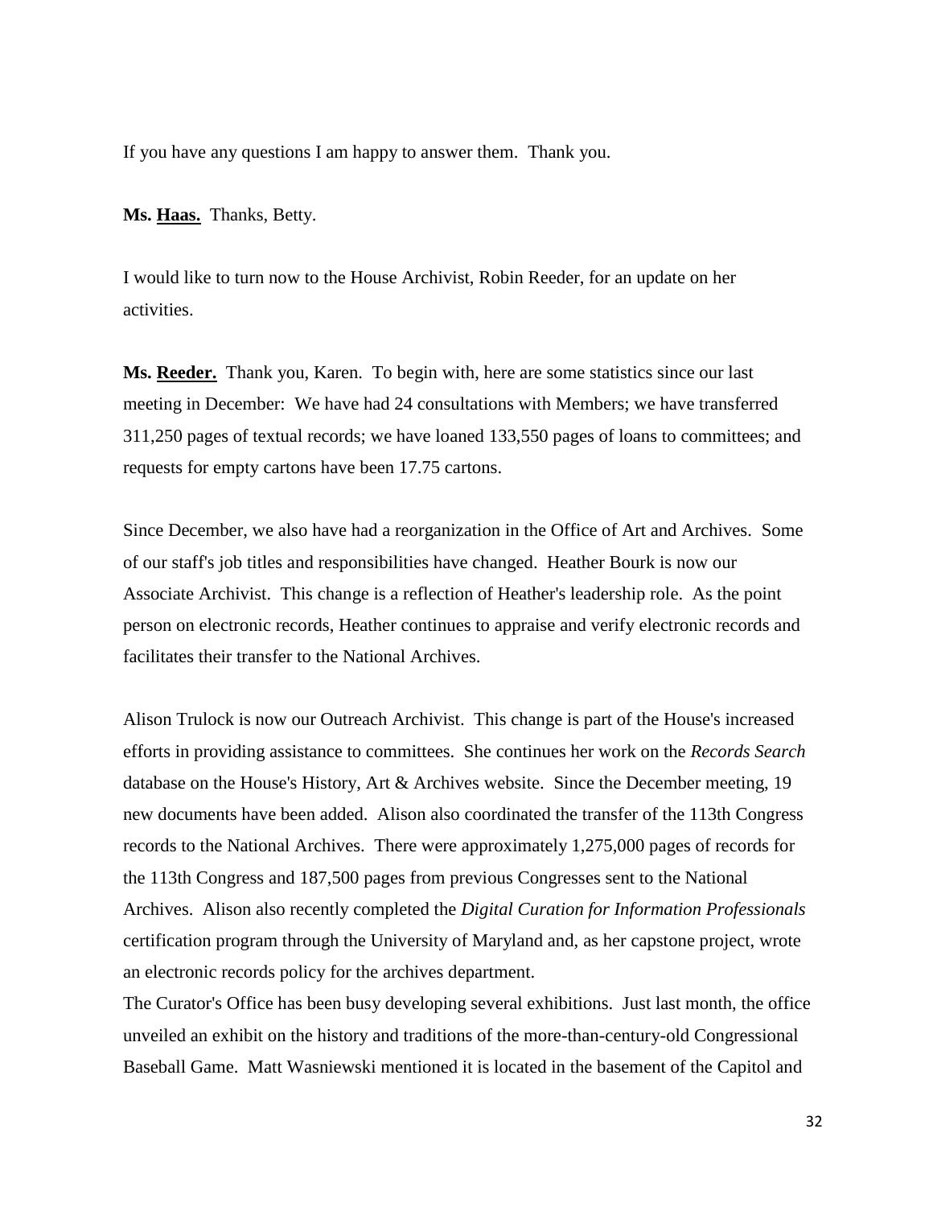If you have any questions I am happy to answer them. Thank you.

**Ms. Haas.** Thanks, Betty.

I would like to turn now to the House Archivist, Robin Reeder, for an update on her activities.

**Ms. Reeder.** Thank you, Karen. To begin with, here are some statistics since our last meeting in December: We have had 24 consultations with Members; we have transferred 311,250 pages of textual records; we have loaned 133,550 pages of loans to committees; and requests for empty cartons have been 17.75 cartons.

Since December, we also have had a reorganization in the Office of Art and Archives. Some of our staff's job titles and responsibilities have changed. Heather Bourk is now our Associate Archivist. This change is a reflection of Heather's leadership role. As the point person on electronic records, Heather continues to appraise and verify electronic records and facilitates their transfer to the National Archives.

Alison Trulock is now our Outreach Archivist. This change is part of the House's increased efforts in providing assistance to committees. She continues her work on the *Records Search* database on the House's History, Art & Archives website. Since the December meeting, 19 new documents have been added. Alison also coordinated the transfer of the 113th Congress records to the National Archives. There were approximately 1,275,000 pages of records for the 113th Congress and 187,500 pages from previous Congresses sent to the National Archives. Alison also recently completed the *Digital Curation for Information Professionals* certification program through the University of Maryland and, as her capstone project, wrote an electronic records policy for the archives department.

The Curator's Office has been busy developing several exhibitions. Just last month, the office unveiled an exhibit on the history and traditions of the more-than-century-old Congressional Baseball Game. Matt Wasniewski mentioned it is located in the basement of the Capitol and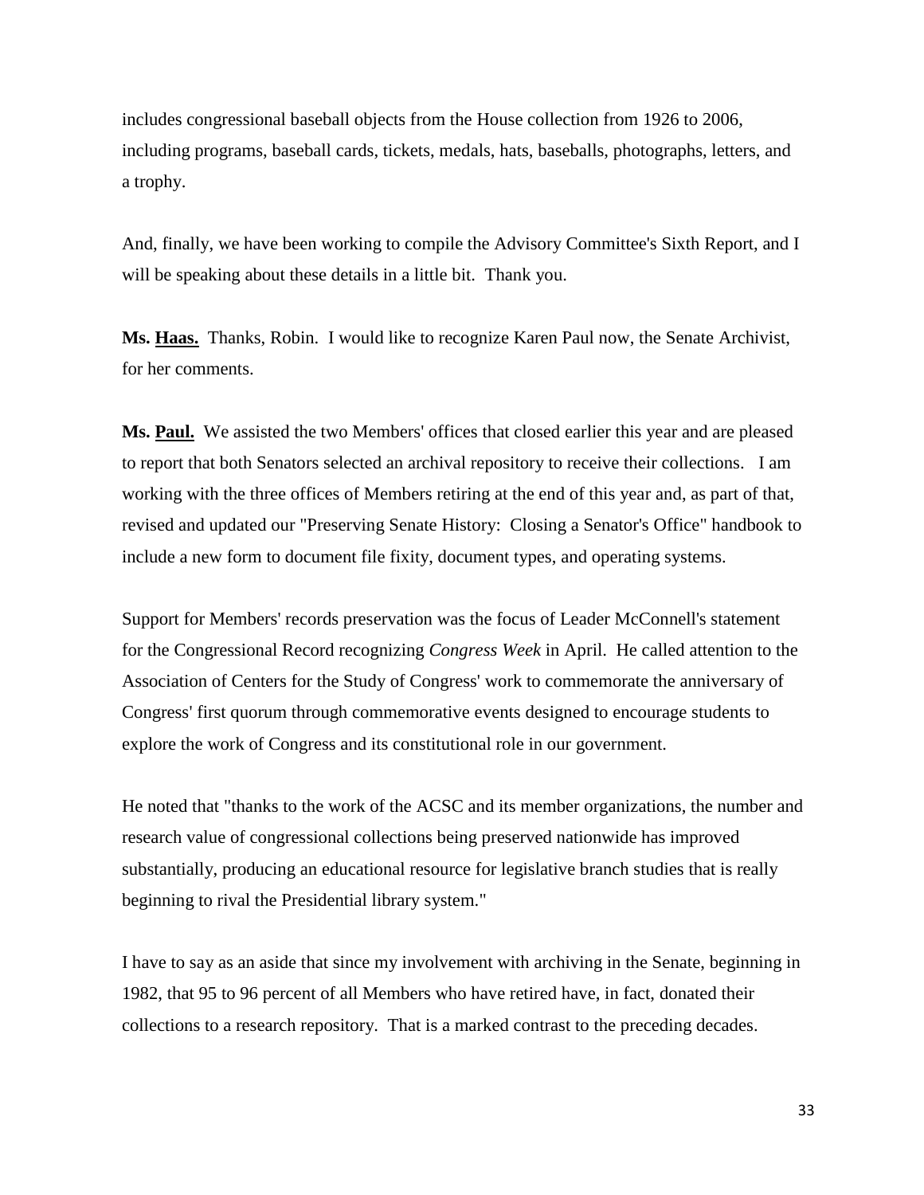includes congressional baseball objects from the House collection from 1926 to 2006, including programs, baseball cards, tickets, medals, hats, baseballs, photographs, letters, and a trophy.

And, finally, we have been working to compile the Advisory Committee's Sixth Report, and I will be speaking about these details in a little bit. Thank you.

**Ms. Haas.** Thanks, Robin. I would like to recognize Karen Paul now, the Senate Archivist, for her comments.

**Ms. Paul.** We assisted the two Members' offices that closed earlier this year and are pleased to report that both Senators selected an archival repository to receive their collections. I am working with the three offices of Members retiring at the end of this year and, as part of that, revised and updated our "Preserving Senate History: Closing a Senator's Office" handbook to include a new form to document file fixity, document types, and operating systems.

Support for Members' records preservation was the focus of Leader McConnell's statement for the Congressional Record recognizing *Congress Week* in April. He called attention to the Association of Centers for the Study of Congress' work to commemorate the anniversary of Congress' first quorum through commemorative events designed to encourage students to explore the work of Congress and its constitutional role in our government.

He noted that "thanks to the work of the ACSC and its member organizations, the number and research value of congressional collections being preserved nationwide has improved substantially, producing an educational resource for legislative branch studies that is really beginning to rival the Presidential library system."

I have to say as an aside that since my involvement with archiving in the Senate, beginning in 1982, that 95 to 96 percent of all Members who have retired have, in fact, donated their collections to a research repository. That is a marked contrast to the preceding decades.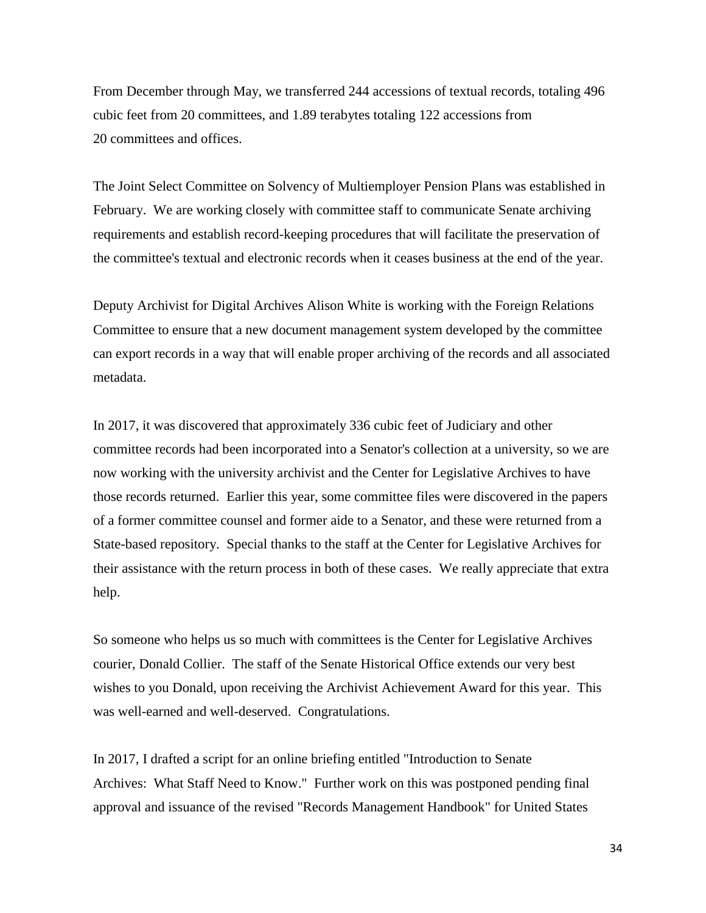From December through May, we transferred 244 accessions of textual records, totaling 496 cubic feet from 20 committees, and 1.89 terabytes totaling 122 accessions from 20 committees and offices.

The Joint Select Committee on Solvency of Multiemployer Pension Plans was established in February. We are working closely with committee staff to communicate Senate archiving requirements and establish record-keeping procedures that will facilitate the preservation of the committee's textual and electronic records when it ceases business at the end of the year.

Deputy Archivist for Digital Archives Alison White is working with the Foreign Relations Committee to ensure that a new document management system developed by the committee can export records in a way that will enable proper archiving of the records and all associated metadata.

In 2017, it was discovered that approximately 336 cubic feet of Judiciary and other committee records had been incorporated into a Senator's collection at a university, so we are now working with the university archivist and the Center for Legislative Archives to have those records returned. Earlier this year, some committee files were discovered in the papers of a former committee counsel and former aide to a Senator, and these were returned from a State-based repository. Special thanks to the staff at the Center for Legislative Archives for their assistance with the return process in both of these cases. We really appreciate that extra help.

So someone who helps us so much with committees is the Center for Legislative Archives courier, Donald Collier. The staff of the Senate Historical Office extends our very best wishes to you Donald, upon receiving the Archivist Achievement Award for this year. This was well-earned and well-deserved. Congratulations.

In 2017, I drafted a script for an online briefing entitled "Introduction to Senate Archives: What Staff Need to Know." Further work on this was postponed pending final approval and issuance of the revised "Records Management Handbook" for United States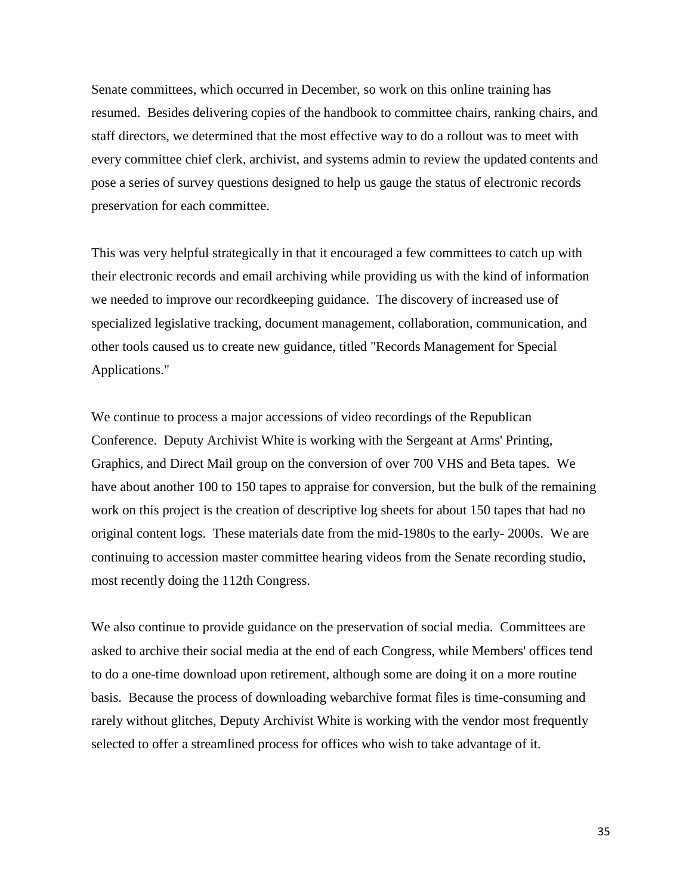Senate committees, which occurred in December, so work on this online training has resumed. Besides delivering copies of the handbook to committee chairs, ranking chairs, and staff directors, we determined that the most effective way to do a rollout was to meet with every committee chief clerk, archivist, and systems admin to review the updated contents and pose a series of survey questions designed to help us gauge the status of electronic records preservation for each committee.

This was very helpful strategically in that it encouraged a few committees to catch up with their electronic records and email archiving while providing us with the kind of information we needed to improve our recordkeeping guidance. The discovery of increased use of specialized legislative tracking, document management, collaboration, communication, and other tools caused us to create new guidance, titled "Records Management for Special Applications."

We continue to process a major accessions of video recordings of the Republican Conference. Deputy Archivist White is working with the Sergeant at Arms' Printing, Graphics, and Direct Mail group on the conversion of over 700 VHS and Beta tapes. We have about another 100 to 150 tapes to appraise for conversion, but the bulk of the remaining work on this project is the creation of descriptive log sheets for about 150 tapes that had no original content logs. These materials date from the mid-1980s to the early- 2000s. We are continuing to accession master committee hearing videos from the Senate recording studio, most recently doing the 112th Congress.

We also continue to provide guidance on the preservation of social media. Committees are asked to archive their social media at the end of each Congress, while Members' offices tend to do a one-time download upon retirement, although some are doing it on a more routine basis. Because the process of downloading webarchive format files is time-consuming and rarely without glitches, Deputy Archivist White is working with the vendor most frequently selected to offer a streamlined process for offices who wish to take advantage of it.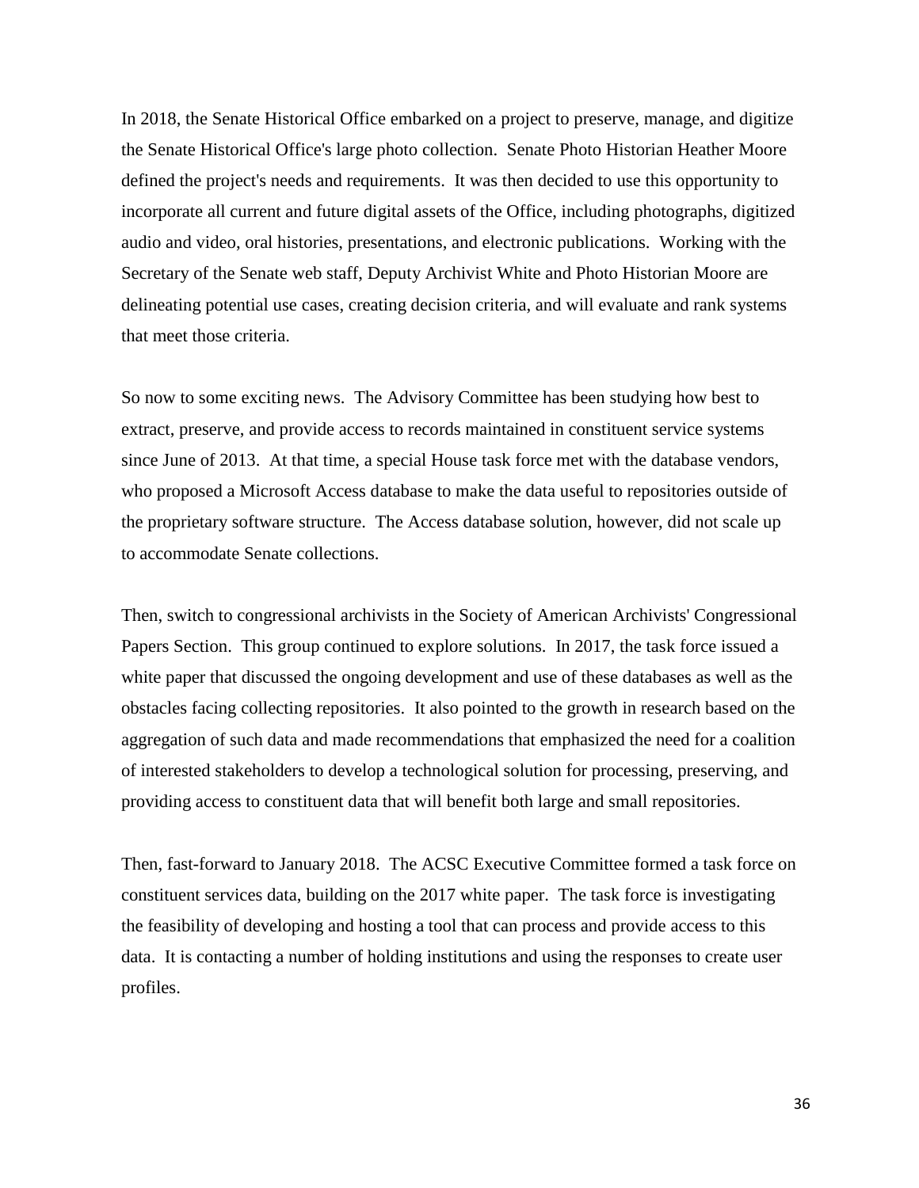In 2018, the Senate Historical Office embarked on a project to preserve, manage, and digitize the Senate Historical Office's large photo collection. Senate Photo Historian Heather Moore defined the project's needs and requirements. It was then decided to use this opportunity to incorporate all current and future digital assets of the Office, including photographs, digitized audio and video, oral histories, presentations, and electronic publications. Working with the Secretary of the Senate web staff, Deputy Archivist White and Photo Historian Moore are delineating potential use cases, creating decision criteria, and will evaluate and rank systems that meet those criteria.

So now to some exciting news. The Advisory Committee has been studying how best to extract, preserve, and provide access to records maintained in constituent service systems since June of 2013. At that time, a special House task force met with the database vendors, who proposed a Microsoft Access database to make the data useful to repositories outside of the proprietary software structure. The Access database solution, however, did not scale up to accommodate Senate collections.

Then, switch to congressional archivists in the Society of American Archivists' Congressional Papers Section. This group continued to explore solutions. In 2017, the task force issued a white paper that discussed the ongoing development and use of these databases as well as the obstacles facing collecting repositories. It also pointed to the growth in research based on the aggregation of such data and made recommendations that emphasized the need for a coalition of interested stakeholders to develop a technological solution for processing, preserving, and providing access to constituent data that will benefit both large and small repositories.

Then, fast-forward to January 2018. The ACSC Executive Committee formed a task force on constituent services data, building on the 2017 white paper. The task force is investigating the feasibility of developing and hosting a tool that can process and provide access to this data. It is contacting a number of holding institutions and using the responses to create user profiles.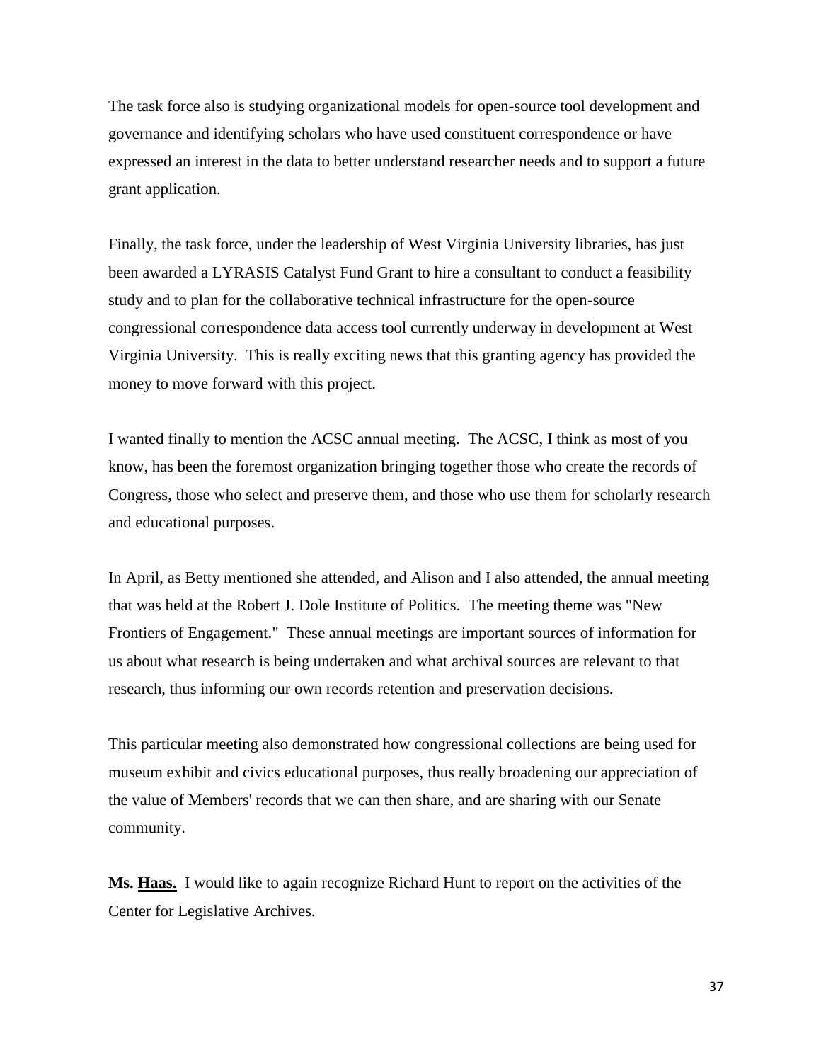The task force also is studying organizational models for open-source tool development and governance and identifying scholars who have used constituent correspondence or have expressed an interest in the data to better understand researcher needs and to support a future grant application.

Finally, the task force, under the leadership of West Virginia University libraries, has just been awarded a LYRASIS Catalyst Fund Grant to hire a consultant to conduct a feasibility study and to plan for the collaborative technical infrastructure for the open-source congressional correspondence data access tool currently underway in development at West Virginia University. This is really exciting news that this granting agency has provided the money to move forward with this project.

I wanted finally to mention the ACSC annual meeting. The ACSC, I think as most of you know, has been the foremost organization bringing together those who create the records of Congress, those who select and preserve them, and those who use them for scholarly research and educational purposes.

In April, as Betty mentioned she attended, and Alison and I also attended, the annual meeting that was held at the Robert J. Dole Institute of Politics. The meeting theme was "New Frontiers of Engagement." These annual meetings are important sources of information for us about what research is being undertaken and what archival sources are relevant to that research, thus informing our own records retention and preservation decisions.

This particular meeting also demonstrated how congressional collections are being used for museum exhibit and civics educational purposes, thus really broadening our appreciation of the value of Members' records that we can then share, and are sharing with our Senate community.

**Ms. Haas.** I would like to again recognize Richard Hunt to report on the activities of the Center for Legislative Archives.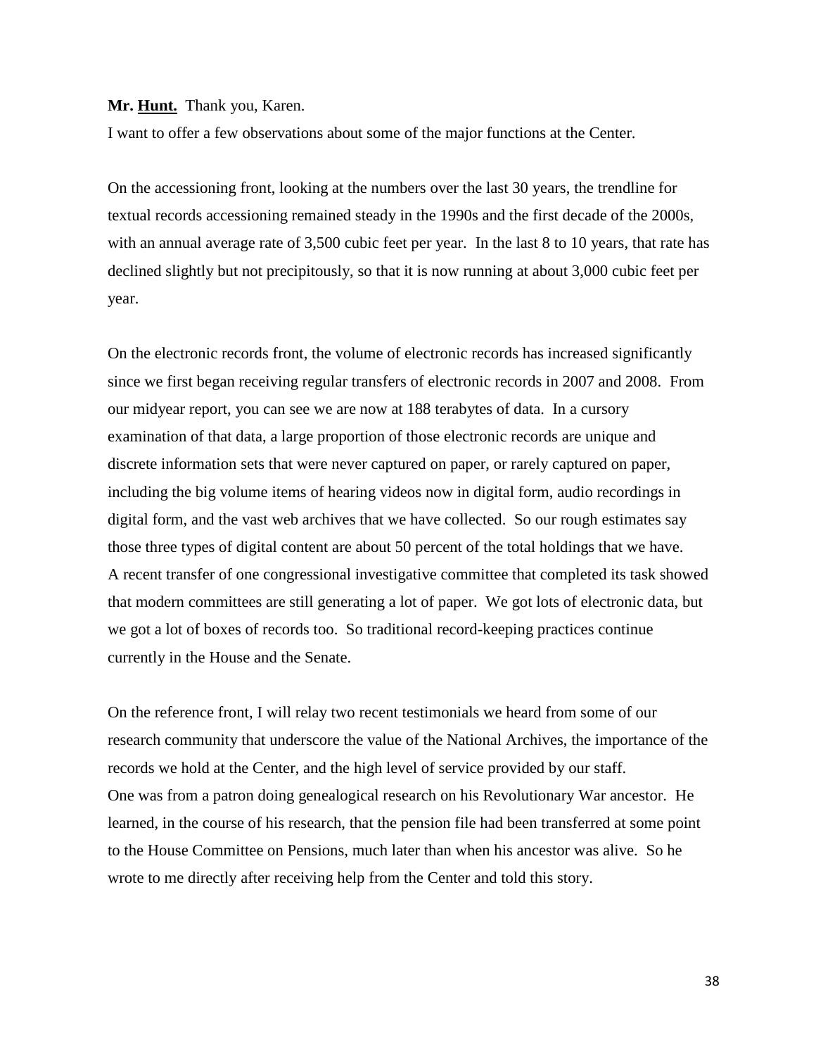**Mr. Hunt.** Thank you, Karen.

I want to offer a few observations about some of the major functions at the Center.

On the accessioning front, looking at the numbers over the last 30 years, the trendline for textual records accessioning remained steady in the 1990s and the first decade of the 2000s, with an annual average rate of 3,500 cubic feet per year. In the last 8 to 10 years, that rate has declined slightly but not precipitously, so that it is now running at about 3,000 cubic feet per year.

On the electronic records front, the volume of electronic records has increased significantly since we first began receiving regular transfers of electronic records in 2007 and 2008. From our midyear report, you can see we are now at 188 terabytes of data. In a cursory examination of that data, a large proportion of those electronic records are unique and discrete information sets that were never captured on paper, or rarely captured on paper, including the big volume items of hearing videos now in digital form, audio recordings in digital form, and the vast web archives that we have collected. So our rough estimates say those three types of digital content are about 50 percent of the total holdings that we have. A recent transfer of one congressional investigative committee that completed its task showed that modern committees are still generating a lot of paper. We got lots of electronic data, but we got a lot of boxes of records too. So traditional record-keeping practices continue currently in the House and the Senate.

On the reference front, I will relay two recent testimonials we heard from some of our research community that underscore the value of the National Archives, the importance of the records we hold at the Center, and the high level of service provided by our staff.

One was from a patron doing genealogical research on his Revolutionary War ancestor. He learned, in the course of his research, that the pension file had been transferred at some point to the House Committee on Pensions, much later than when his ancestor was alive. So he wrote to me directly after receiving help from the Center and told this story.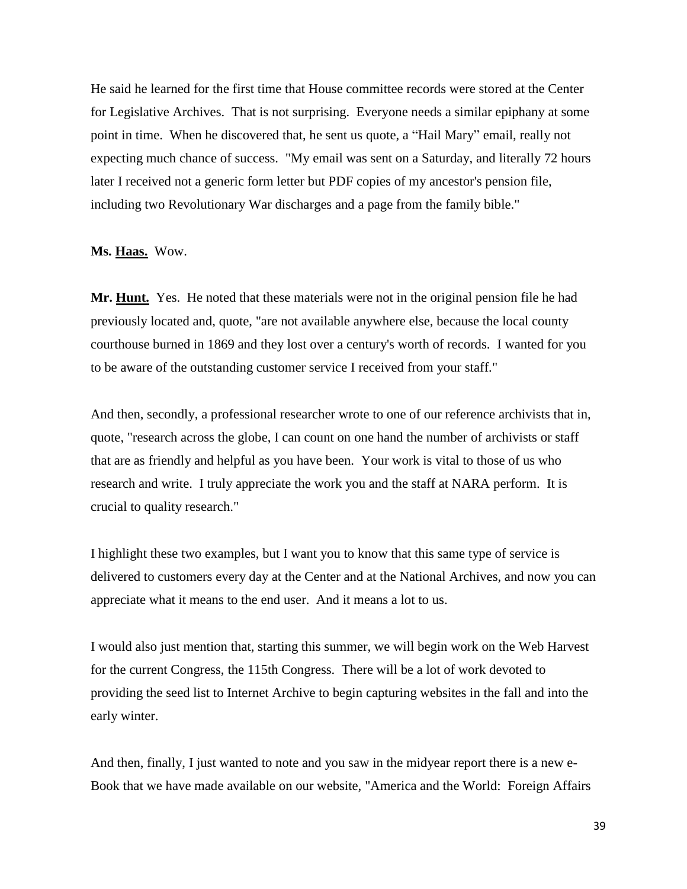He said he learned for the first time that House committee records were stored at the Center for Legislative Archives. That is not surprising. Everyone needs a similar epiphany at some point in time. When he discovered that, he sent us quote, a "Hail Mary" email, really not expecting much chance of success. "My email was sent on a Saturday, and literally 72 hours later I received not a generic form letter but PDF copies of my ancestor's pension file, including two Revolutionary War discharges and a page from the family bible."

**Ms. <u>Haas.</u>** Wow.

**Mr. <u>Hunt.</u>** Yes. He noted that these materials were not in the original pension file he had previously located and, quote, "are not available anywhere else, because the local county courthouse burned in 1869 and they lost over a century's worth of records. I wanted for you to be aware of the outstanding customer service I received from your staff."

And then, secondly, a professional researcher wrote to one of our reference archivists that in, quote, "research across the globe, I can count on one hand the number of archivists or staff that are as friendly and helpful as you have been. Your work is vital to those of us who research and write. I truly appreciate the work you and the staff at NARA perform. It is crucial to quality research."

I highlight these two examples, but I want you to know that this same type of service is delivered to customers every day at the Center and at the National Archives, and now you can appreciate what it means to the end user. And it means a lot to us.

I would also just mention that, starting this summer, we will begin work on the Web Harvest for the current Congress, the 115th Congress. There will be a lot of work devoted to providing the seed list to Internet Archive to begin capturing websites in the fall and into the early winter.

And then, finally, I just wanted to note and you saw in the midyear report there is a new e-Book that we have made available on our website, "America and the World: Foreign Affairs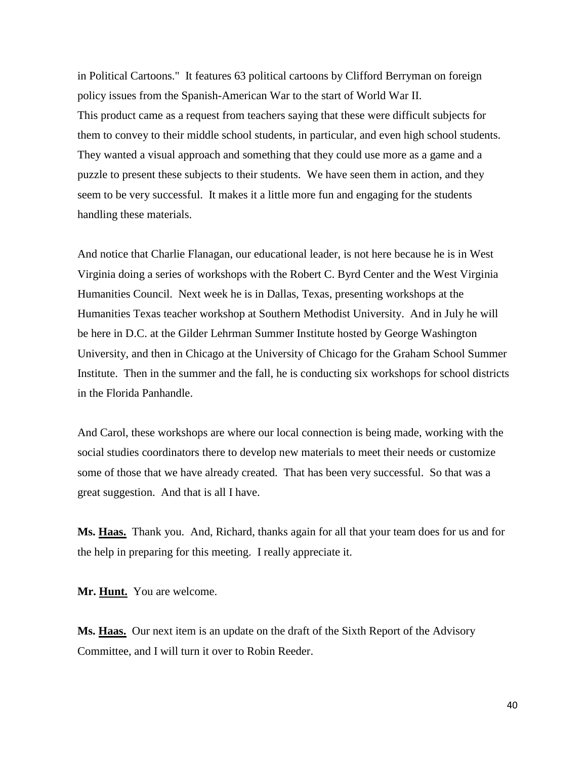in Political Cartoons." It features 63 political cartoons by Clifford Berryman on foreign policy issues from the Spanish-American War to the start of World War II.
This product came as a request from teachers saying that these were difficult subjects for them to convey to their middle school students, in particular, and even high school students. They wanted a visual approach and something that they could use more as a game and a puzzle to present these subjects to their students. We have seen them in action, and they seem to be very successful. It makes it a little more fun and engaging for the students handling these materials.

And notice that Charlie Flanagan, our educational leader, is not here because he is in West Virginia doing a series of workshops with the Robert C. Byrd Center and the West Virginia Humanities Council. Next week he is in Dallas, Texas, presenting workshops at the Humanities Texas teacher workshop at Southern Methodist University. And in July he will be here in D.C. at the Gilder Lehrman Summer Institute hosted by George Washington University, and then in Chicago at the University of Chicago for the Graham School Summer Institute. Then in the summer and the fall, he is conducting six workshops for school districts in the Florida Panhandle.

And Carol, these workshops are where our local connection is being made, working with the social studies coordinators there to develop new materials to meet their needs or customize some of those that we have already created. That has been very successful. So that was a great suggestion. And that is all I have.

**Ms. Haas.** Thank you. And, Richard, thanks again for all that your team does for us and for the help in preparing for this meeting. I really appreciate it.

**Mr. Hunt.** You are welcome.

**Ms. Haas.** Our next item is an update on the draft of the Sixth Report of the Advisory Committee, and I will turn it over to Robin Reeder.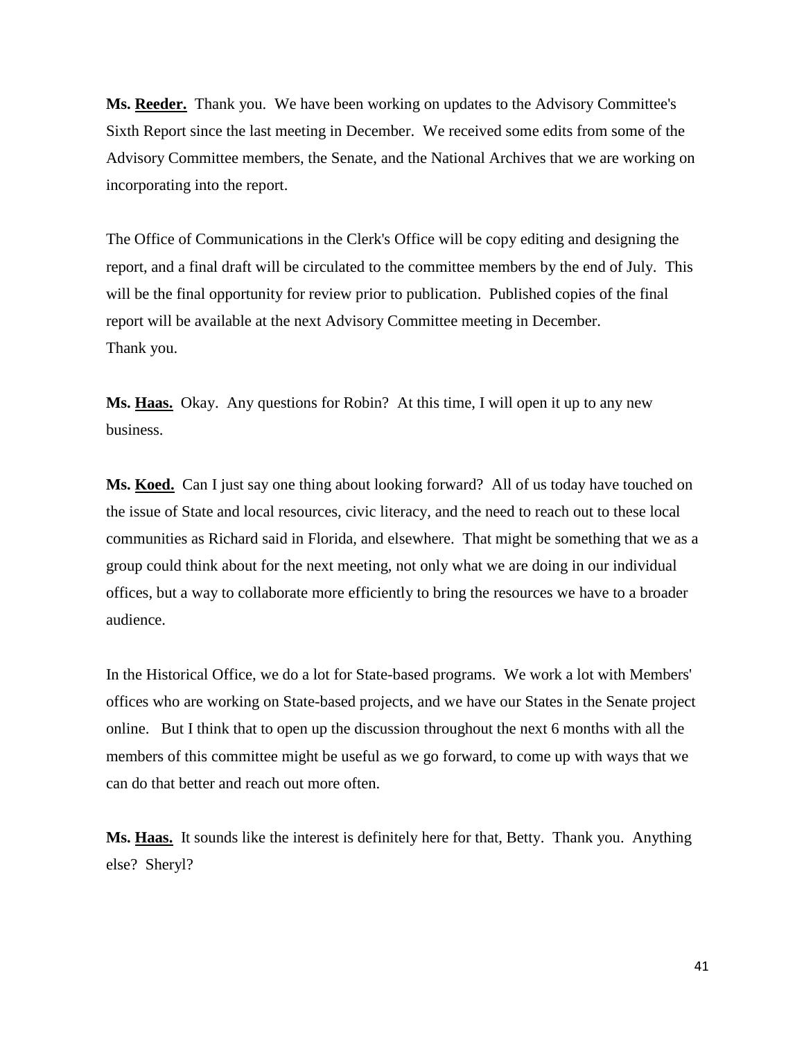**Ms. Reeder.** Thank you. We have been working on updates to the Advisory Committee's Sixth Report since the last meeting in December. We received some edits from some of the Advisory Committee members, the Senate, and the National Archives that we are working on incorporating into the report.

The Office of Communications in the Clerk's Office will be copy editing and designing the report, and a final draft will be circulated to the committee members by the end of July. This will be the final opportunity for review prior to publication. Published copies of the final report will be available at the next Advisory Committee meeting in December.
Thank you.

**Ms. Haas.** Okay. Any questions for Robin? At this time, I will open it up to any new business.

**Ms. Koed.** Can I just say one thing about looking forward? All of us today have touched on the issue of State and local resources, civic literacy, and the need to reach out to these local communities as Richard said in Florida, and elsewhere. That might be something that we as a group could think about for the next meeting, not only what we are doing in our individual offices, but a way to collaborate more efficiently to bring the resources we have to a broader audience.

In the Historical Office, we do a lot for State-based programs. We work a lot with Members' offices who are working on State-based projects, and we have our States in the Senate project online. But I think that to open up the discussion throughout the next 6 months with all the members of this committee might be useful as we go forward, to come up with ways that we can do that better and reach out more often.

**Ms. Haas.** It sounds like the interest is definitely here for that, Betty. Thank you. Anything else? Sheryl?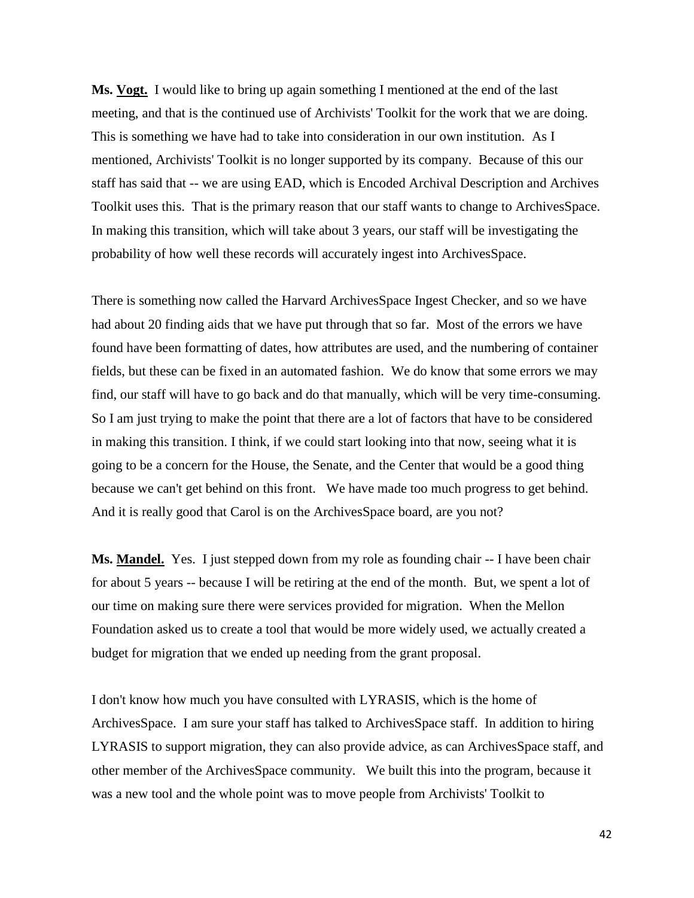**Ms. Vogt.** I would like to bring up again something I mentioned at the end of the last meeting, and that is the continued use of Archivists' Toolkit for the work that we are doing. This is something we have had to take into consideration in our own institution. As I mentioned, Archivists' Toolkit is no longer supported by its company. Because of this our staff has said that -- we are using EAD, which is Encoded Archival Description and Archives Toolkit uses this. That is the primary reason that our staff wants to change to ArchivesSpace. In making this transition, which will take about 3 years, our staff will be investigating the probability of how well these records will accurately ingest into ArchivesSpace.

There is something now called the Harvard ArchivesSpace Ingest Checker, and so we have had about 20 finding aids that we have put through that so far. Most of the errors we have found have been formatting of dates, how attributes are used, and the numbering of container fields, but these can be fixed in an automated fashion. We do know that some errors we may find, our staff will have to go back and do that manually, which will be very time-consuming. So I am just trying to make the point that there are a lot of factors that have to be considered in making this transition. I think, if we could start looking into that now, seeing what it is going to be a concern for the House, the Senate, and the Center that would be a good thing because we can't get behind on this front. We have made too much progress to get behind. And it is really good that Carol is on the ArchivesSpace board, are you not?

**Ms. Mandel.** Yes. I just stepped down from my role as founding chair -- I have been chair for about 5 years -- because I will be retiring at the end of the month. But, we spent a lot of our time on making sure there were services provided for migration. When the Mellon Foundation asked us to create a tool that would be more widely used, we actually created a budget for migration that we ended up needing from the grant proposal.

I don't know how much you have consulted with LYRASIS, which is the home of ArchivesSpace. I am sure your staff has talked to ArchivesSpace staff. In addition to hiring LYRASIS to support migration, they can also provide advice, as can ArchivesSpace staff, and other member of the ArchivesSpace community. We built this into the program, because it was a new tool and the whole point was to move people from Archivists' Toolkit to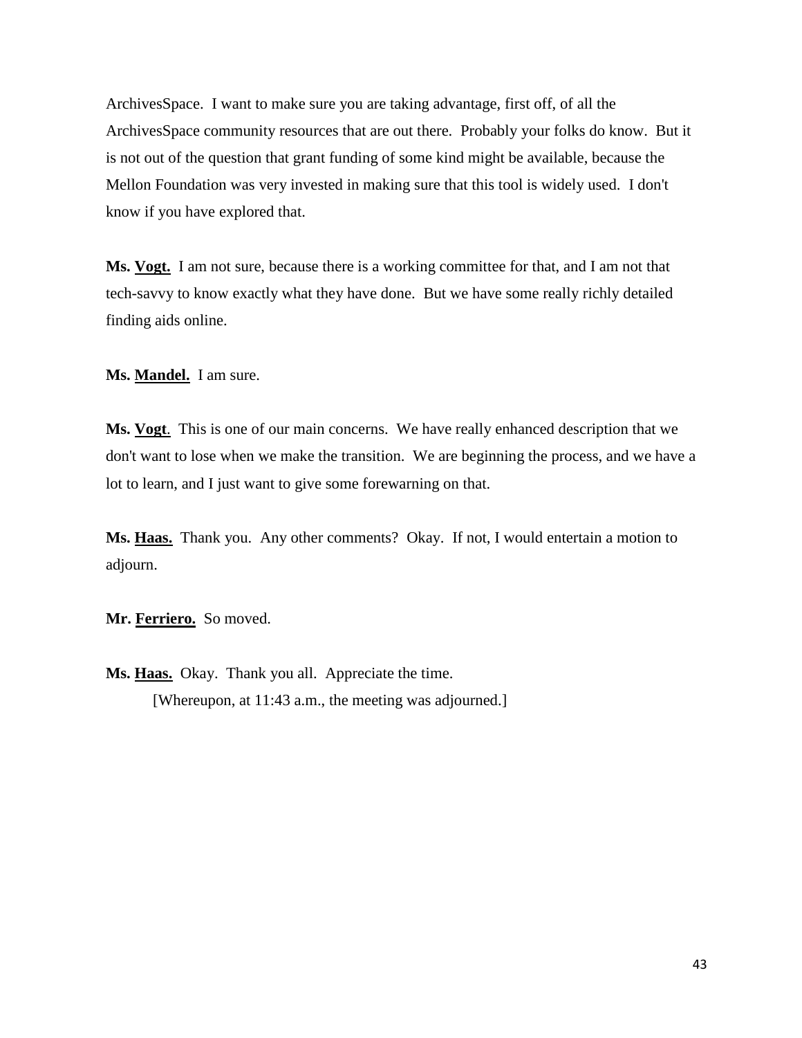ArchivesSpace. I want to make sure you are taking advantage, first off, of all the ArchivesSpace community resources that are out there. Probably your folks do know. But it is not out of the question that grant funding of some kind might be available, because the Mellon Foundation was very invested in making sure that this tool is widely used. I don't know if you have explored that.

**Ms. Vogt.** I am not sure, because there is a working committee for that, and I am not that tech-savvy to know exactly what they have done. But we have some really richly detailed finding aids online.

**Ms. Mandel.** I am sure.

**Ms. Vogt**. This is one of our main concerns. We have really enhanced description that we don't want to lose when we make the transition. We are beginning the process, and we have a lot to learn, and I just want to give some forewarning on that.

**Ms. Haas.** Thank you. Any other comments? Okay. If not, I would entertain a motion to adjourn.

**Mr. Ferriero.** So moved.

**Ms. Haas.** Okay. Thank you all. Appreciate the time.

[Whereupon, at 11:43 a.m., the meeting was adjourned.]